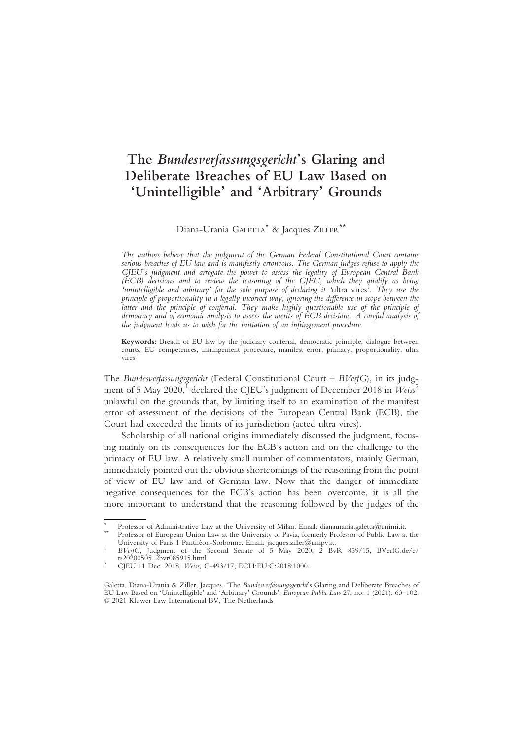# The *Bundesverfassungsgericht*'s Glaring and Deliberate Breaches of EU Law Based on 'Unintelligible' and 'Arbitrary' Grounds

Diana-Urania GALETTA[*] & Jacques ZILLER[**]

*The authors believe that the judgment of the German Federal Constitutional Court contains serious breaches of EU law and is manifestly erroneous. The German judges refuse to apply the CJEU's judgment and arrogate the power to assess the legality of European Central Bank (ECB) decisions and to review the reasoning of the CJEU, which they qualify as being 'unintelligible and arbitrary' for the sole purpose of declaring it '*ultra vires*'. They use the principle of proportionality in a legally incorrect way, ignoring the difference in scope between the latter and the principle of conferral. They make highly questionable use of the principle of democracy and of economic analysis to assess the merits of ECB decisions. A careful analysis of the judgment leads us to wish for the initiation of an infringement procedure.*

**Keywords:** Breach of EU law by the judiciary conferral, democratic principle, dialogue between courts, EU competences, infringement procedure, manifest error, primacy, proportionality, ultra vires

The *Bundesverfassungsgericht* (Federal Constitutional Court – *BVerfG*), in its judgment of 5 May 2020,[1] declared the CJEU's judgment of December 2018 in *Weiss*[2] unlawful on the grounds that, by limiting itself to an examination of the manifest error of assessment of the decisions of the European Central Bank (ECB), the Court had exceeded the limits of its jurisdiction (acted ultra vires).

Scholarship of all national origins immediately discussed the judgment, focusing mainly on its consequences for the ECB's action and on the challenge to the primacy of EU law. A relatively small number of commentators, mainly German, immediately pointed out the obvious shortcomings of the reasoning from the point of view of EU law and of German law. Now that the danger of immediate negative consequences for the ECB's action has been overcome, it is all the more important to understand that the reasoning followed by the judges of the

---

[*] Professor of Administrative Law at the University of Milan. Email: dianaurania.galetta@unimi.it.

[**] Professor of European Union Law at the University of Pavia, formerly Professor of Public Law at the University of Paris 1 Panthéon-Sorbonne. Email: jacques.ziller@unipv.it.

[1] *BVerfG,* Judgment of the Second Senate of 5 May 2020, 2 BvR 859/15, BVerfG.de/e/rs20200505_2bvr085915.html

[2] CJEU 11 Dec. 2018, *Weiss,* C-493/17, ECLI:EU:C:2018:1000.

Galetta, Diana-Urania & Ziller, Jacques. 'The *Bundesverfassungsgericht*'s Glaring and Deliberate Breaches of EU Law Based on 'Unintelligible' and 'Arbitrary' Grounds'. *European Public Law* 27, no. 1 (2021): 63–102.
© 2021 Kluwer Law International BV, The Netherlands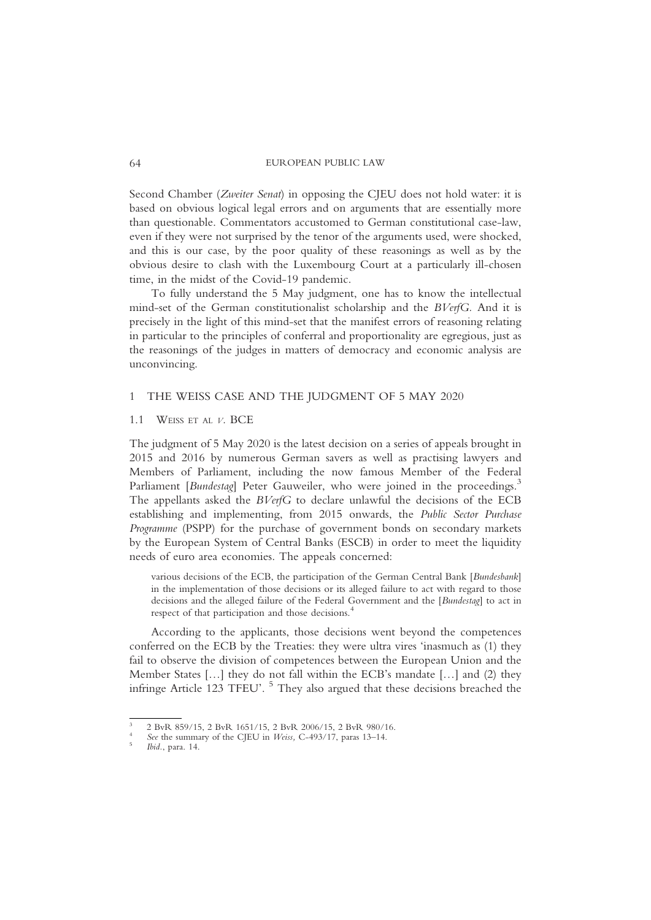Second Chamber (*Zweiter Senat*) in opposing the CJEU does not hold water: it is based on obvious logical legal errors and on arguments that are essentially more than questionable. Commentators accustomed to German constitutional case-law, even if they were not surprised by the tenor of the arguments used, were shocked, and this is our case, by the poor quality of these reasonings as well as by the obvious desire to clash with the Luxembourg Court at a particularly ill-chosen time, in the midst of the Covid-19 pandemic.

To fully understand the 5 May judgment, one has to know the intellectual mind-set of the German constitutionalist scholarship and the *BVerfG*. And it is precisely in the light of this mind-set that the manifest errors of reasoning relating in particular to the principles of conferral and proportionality are egregious, just as the reasonings of the judges in matters of democracy and economic analysis are unconvincing.

## 1 THE WEISS CASE AND THE JUDGMENT OF 5 MAY 2020

### 1.1 Weiss et al *v*. BCE

The judgment of 5 May 2020 is the latest decision on a series of appeals brought in 2015 and 2016 by numerous German savers as well as practising lawyers and Members of Parliament, including the now famous Member of the Federal Parliament [*Bundestag*] Peter Gauweiler, who were joined in the proceedings.[3] The appellants asked the *BVerfG* to declare unlawful the decisions of the ECB establishing and implementing, from 2015 onwards, the *Public Sector Purchase Programme* (PSPP) for the purchase of government bonds on secondary markets by the European System of Central Banks (ESCB) in order to meet the liquidity needs of euro area economies. The appeals concerned:

> various decisions of the ECB, the participation of the German Central Bank [*Bundesbank*] in the implementation of those decisions or its alleged failure to act with regard to those decisions and the alleged failure of the Federal Government and the [*Bundestag*] to act in respect of that participation and those decisions.[4]

According to the applicants, those decisions went beyond the competences conferred on the ECB by the Treaties: they were ultra vires 'inasmuch as (1) they fail to observe the division of competences between the European Union and the Member States […] they do not fall within the ECB's mandate […] and (2) they infringe Article 123 TFEU'. [5] They also argued that these decisions breached the

---

[3] 2 BvR 859/15, 2 BvR 1651/15, 2 BvR 2006/15, 2 BvR 980/16.

[4] *See* the summary of the CJEU in *Weiss*, C-493/17, paras 13–14.

[5] *Ibid*., para. 14.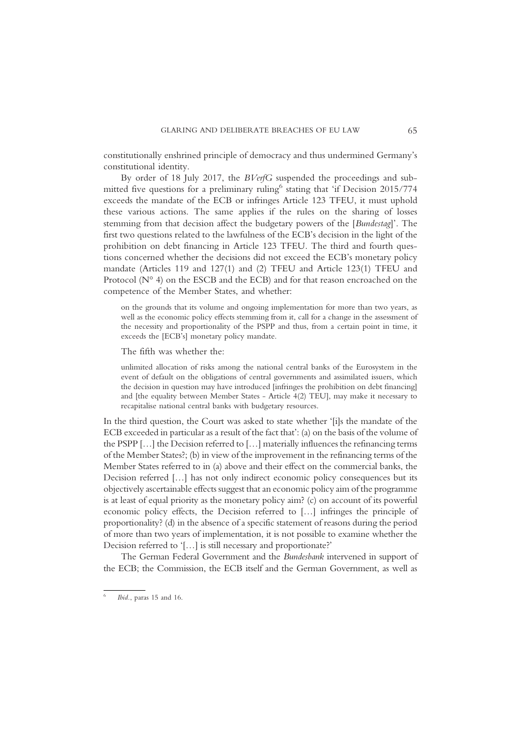constitutionally enshrined principle of democracy and thus undermined Germany's constitutional identity.

By order of 18 July 2017, the *BVerfG* suspended the proceedings and submitted five questions for a preliminary ruling[6] stating that 'if Decision 2015/774 exceeds the mandate of the ECB or infringes Article 123 TFEU, it must uphold these various actions. The same applies if the rules on the sharing of losses stemming from that decision affect the budgetary powers of the [*Bundestag*]'. The first two questions related to the lawfulness of the ECB's decision in the light of the prohibition on debt financing in Article 123 TFEU. The third and fourth questions concerned whether the decisions did not exceed the ECB's monetary policy mandate (Articles 119 and 127(1) and (2) TFEU and Article 123(1) TFEU and Protocol (N° 4) on the ESCB and the ECB) and for that reason encroached on the competence of the Member States, and whether:

> on the grounds that its volume and ongoing implementation for more than two years, as well as the economic policy effects stemming from it, call for a change in the assessment of the necessity and proportionality of the PSPP and thus, from a certain point in time, it exceeds the [ECB's] monetary policy mandate.

The fifth was whether the:

> unlimited allocation of risks among the national central banks of the Eurosystem in the event of default on the obligations of central governments and assimilated issuers, which the decision in question may have introduced [infringes the prohibition on debt financing] and [the equality between Member States - Article 4(2) TEU], may make it necessary to recapitalise national central banks with budgetary resources.

In the third question, the Court was asked to state whether '[i]s the mandate of the ECB exceeded in particular as a result of the fact that': (a) on the basis of the volume of the PSPP […] the Decision referred to […] materially influences the refinancing terms of the Member States?; (b) in view of the improvement in the refinancing terms of the Member States referred to in (a) above and their effect on the commercial banks, the Decision referred […] has not only indirect economic policy consequences but its objectively ascertainable effects suggest that an economic policy aim of the programme is at least of equal priority as the monetary policy aim? (c) on account of its powerful economic policy effects, the Decision referred to […] infringes the principle of proportionality? (d) in the absence of a specific statement of reasons during the period of more than two years of implementation, it is not possible to examine whether the Decision referred to '[…] is still necessary and proportionate?'

The German Federal Government and the *Bundesbank* intervened in support of the ECB; the Commission, the ECB itself and the German Government, as well as

---

[6] *Ibid.*, paras 15 and 16.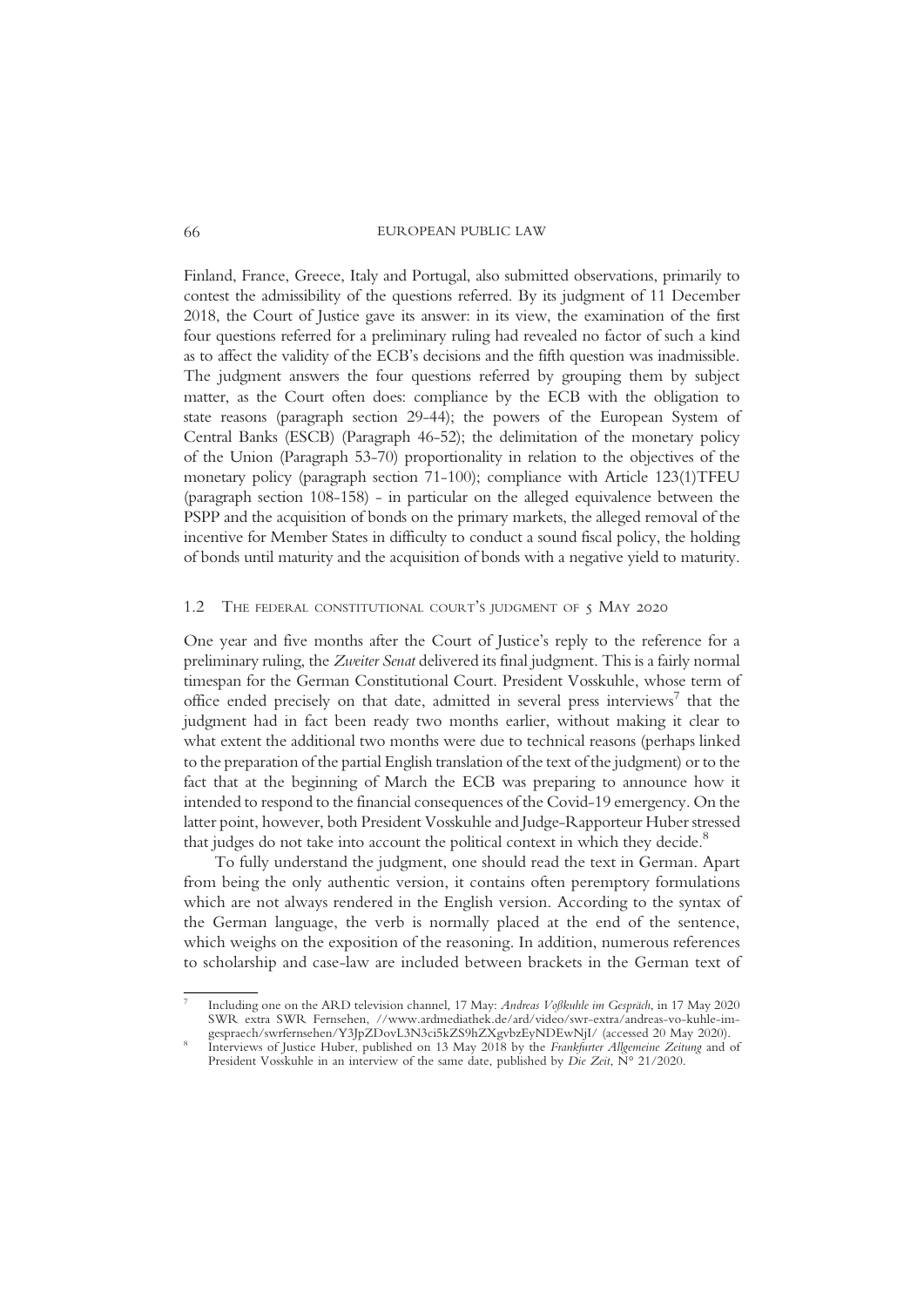Finland, France, Greece, Italy and Portugal, also submitted observations, primarily to contest the admissibility of the questions referred. By its judgment of 11 December 2018, the Court of Justice gave its answer: in its view, the examination of the first four questions referred for a preliminary ruling had revealed no factor of such a kind as to affect the validity of the ECB's decisions and the fifth question was inadmissible. The judgment answers the four questions referred by grouping them by subject matter, as the Court often does: compliance by the ECB with the obligation to state reasons (paragraph section 29-44); the powers of the European System of Central Banks (ESCB) (Paragraph 46-52); the delimitation of the monetary policy of the Union (Paragraph 53-70) proportionality in relation to the objectives of the monetary policy (paragraph section 71-100); compliance with Article 123(1)TFEU (paragraph section 108-158) - in particular on the alleged equivalence between the PSPP and the acquisition of bonds on the primary markets, the alleged removal of the incentive for Member States in difficulty to conduct a sound fiscal policy, the holding of bonds until maturity and the acquisition of bonds with a negative yield to maturity.

### 1.2 The Federal Constitutional Court's Judgment of 5 May 2020

One year and five months after the Court of Justice's reply to the reference for a preliminary ruling, the *Zweiter Senat* delivered its final judgment. This is a fairly normal timespan for the German Constitutional Court. President Vosskuhle, whose term of office ended precisely on that date, admitted in several press interviews[7] that the judgment had in fact been ready two months earlier, without making it clear to what extent the additional two months were due to technical reasons (perhaps linked to the preparation of the partial English translation of the text of the judgment) or to the fact that at the beginning of March the ECB was preparing to announce how it intended to respond to the financial consequences of the Covid-19 emergency. On the latter point, however, both President Vosskuhle and Judge-Rapporteur Huber stressed that judges do not take into account the political context in which they decide.[8]

To fully understand the judgment, one should read the text in German. Apart from being the only authentic version, it contains often peremptory formulations which are not always rendered in the English version. According to the syntax of the German language, the verb is normally placed at the end of the sentence, which weighs on the exposition of the reasoning. In addition, numerous references to scholarship and case-law are included between brackets in the German text of

---

[7] Including one on the ARD television channel, 17 May: *Andreas Voßkuhle im Gespräch*, in 17 May 2020 SWR extra SWR Fernsehen, //www.ardmediathek.de/ard/video/swr-extra/andreas-vo-kuhle-im-gespraech/swrfernsehen/Y3JpZDovL3N3ci5kZS9hZXgvbzEyNDEwNjI/ (accessed 20 May 2020).

[8] Interviews of Justice Huber, published on 13 May 2018 by the *Frankfurter Allgemeine Zeitung* and of President Vosskuhle in an interview of the same date, published by *Die Zeit*, N° 21/2020.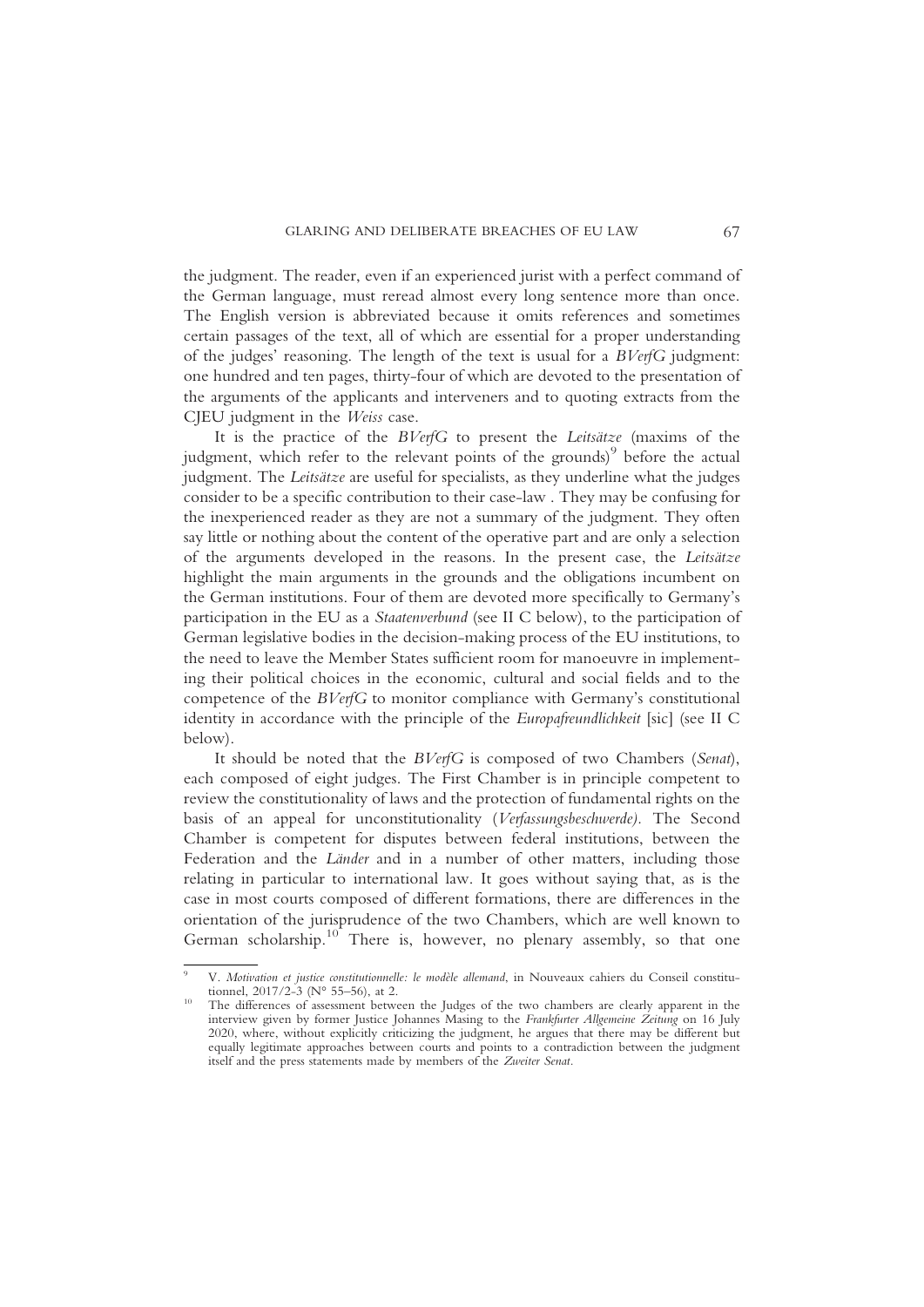the judgment. The reader, even if an experienced jurist with a perfect command of the German language, must reread almost every long sentence more than once. The English version is abbreviated because it omits references and sometimes certain passages of the text, all of which are essential for a proper understanding of the judges' reasoning. The length of the text is usual for a *BVerfG* judgment: one hundred and ten pages, thirty-four of which are devoted to the presentation of the arguments of the applicants and interveners and to quoting extracts from the CJEU judgment in the *Weiss* case.

It is the practice of the *BVerfG* to present the *Leitsätze* (maxims of the judgment, which refer to the relevant points of the grounds)[9] before the actual judgment. The *Leitsätze* are useful for specialists, as they underline what the judges consider to be a specific contribution to their case-law . They may be confusing for the inexperienced reader as they are not a summary of the judgment. They often say little or nothing about the content of the operative part and are only a selection of the arguments developed in the reasons. In the present case, the *Leitsätze* highlight the main arguments in the grounds and the obligations incumbent on the German institutions. Four of them are devoted more specifically to Germany's participation in the EU as a *Staatenverbund* (see II C below), to the participation of German legislative bodies in the decision-making process of the EU institutions, to the need to leave the Member States sufficient room for manoeuvre in implementing their political choices in the economic, cultural and social fields and to the competence of the *BVerfG* to monitor compliance with Germany's constitutional identity in accordance with the principle of the *Europafreundlichkeit* [sic] (see II C below).

It should be noted that the *BVerfG* is composed of two Chambers (*Senat*), each composed of eight judges. The First Chamber is in principle competent to review the constitutionality of laws and the protection of fundamental rights on the basis of an appeal for unconstitutionality (*Verfassungsbeschwerde).* The Second Chamber is competent for disputes between federal institutions, between the Federation and the *Länder* and in a number of other matters, including those relating in particular to international law. It goes without saying that, as is the case in most courts composed of different formations, there are differences in the orientation of the jurisprudence of the two Chambers, which are well known to German scholarship.[10] There is, however, no plenary assembly, so that one

---

[9] V. *Motivation et justice constitutionnelle: le modèle allemand*, in Nouveaux cahiers du Conseil constitutionnel, 2017/2-3 (N° 55–56), at 2.

[10] The differences of assessment between the Judges of the two chambers are clearly apparent in the interview given by former Justice Johannes Masing to the *Frankfurter Allgemeine Zeitung* on 16 July 2020, where, without explicitly criticizing the judgment, he argues that there may be different but equally legitimate approaches between courts and points to a contradiction between the judgment itself and the press statements made by members of the *Zweiter Senat*.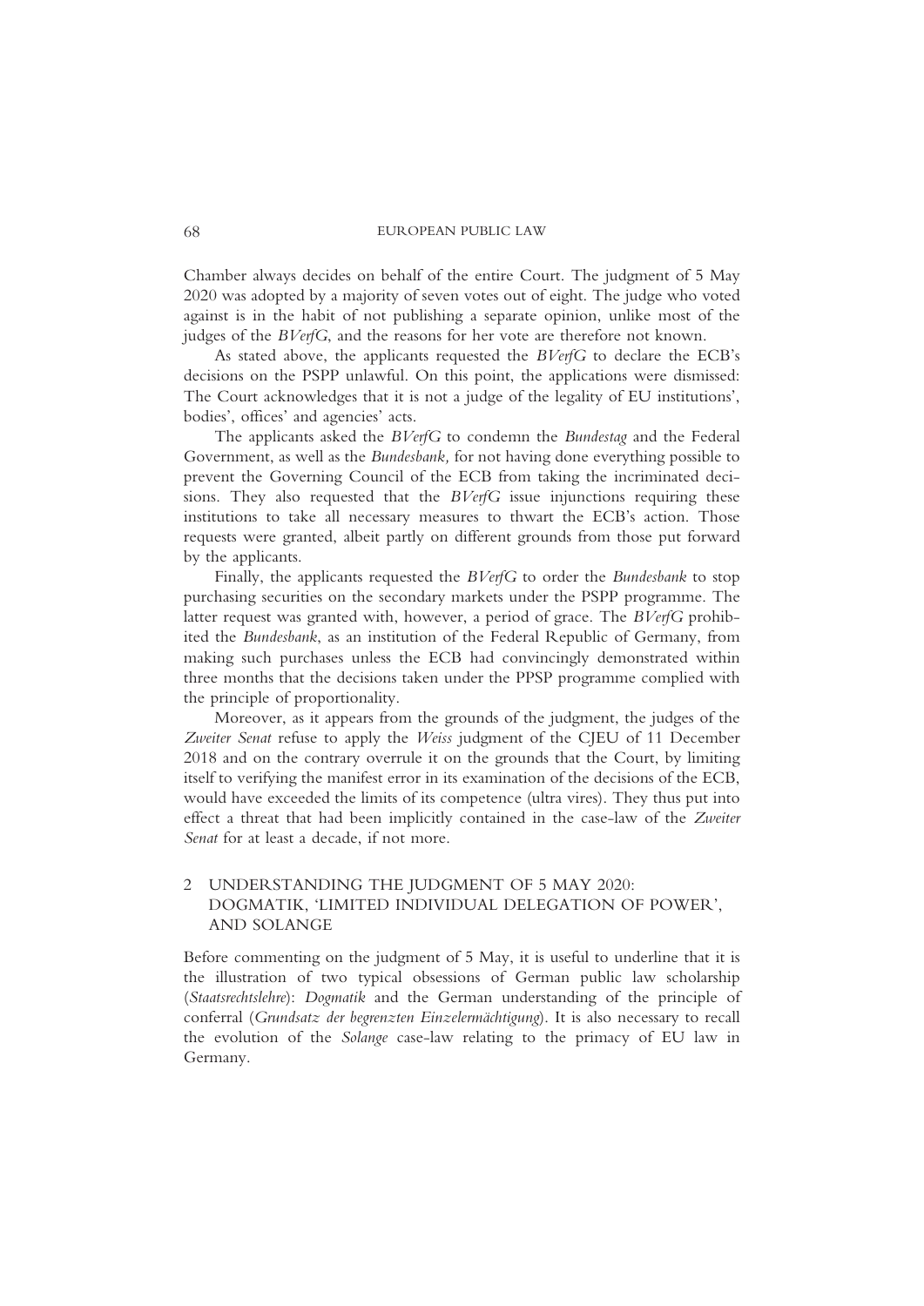Chamber always decides on behalf of the entire Court. The judgment of 5 May 2020 was adopted by a majority of seven votes out of eight. The judge who voted against is in the habit of not publishing a separate opinion, unlike most of the judges of the *BVerfG*, and the reasons for her vote are therefore not known.

As stated above, the applicants requested the *BVerfG* to declare the ECB's decisions on the PSPP unlawful. On this point, the applications were dismissed: The Court acknowledges that it is not a judge of the legality of EU institutions', bodies', offices' and agencies' acts.

The applicants asked the *BVerfG* to condemn the *Bundestag* and the Federal Government, as well as the *Bundesbank,* for not having done everything possible to prevent the Governing Council of the ECB from taking the incriminated decisions. They also requested that the *BVerfG* issue injunctions requiring these institutions to take all necessary measures to thwart the ECB's action. Those requests were granted, albeit partly on different grounds from those put forward by the applicants.

Finally, the applicants requested the *BVerfG* to order the *Bundesbank* to stop purchasing securities on the secondary markets under the PSPP programme. The latter request was granted with, however, a period of grace. The *BVerfG* prohibited the *Bundesbank*, as an institution of the Federal Republic of Germany, from making such purchases unless the ECB had convincingly demonstrated within three months that the decisions taken under the PPSP programme complied with the principle of proportionality.

Moreover, as it appears from the grounds of the judgment, the judges of the *Zweiter Senat* refuse to apply the *Weiss* judgment of the CJEU of 11 December 2018 and on the contrary overrule it on the grounds that the Court, by limiting itself to verifying the manifest error in its examination of the decisions of the ECB, would have exceeded the limits of its competence (ultra vires). They thus put into effect a threat that had been implicitly contained in the case-law of the *Zweiter Senat* for at least a decade, if not more.

## 2 UNDERSTANDING THE JUDGMENT OF 5 MAY 2020: DOGMATIK, 'LIMITED INDIVIDUAL DELEGATION OF POWER', AND SOLANGE

Before commenting on the judgment of 5 May, it is useful to underline that it is the illustration of two typical obsessions of German public law scholarship (*Staatsrechtslehre*): *Dogmatik* and the German understanding of the principle of conferral (*Grundsatz der begrenzten Einzelermächtigung*). It is also necessary to recall the evolution of the *Solange* case-law relating to the primacy of EU law in Germany.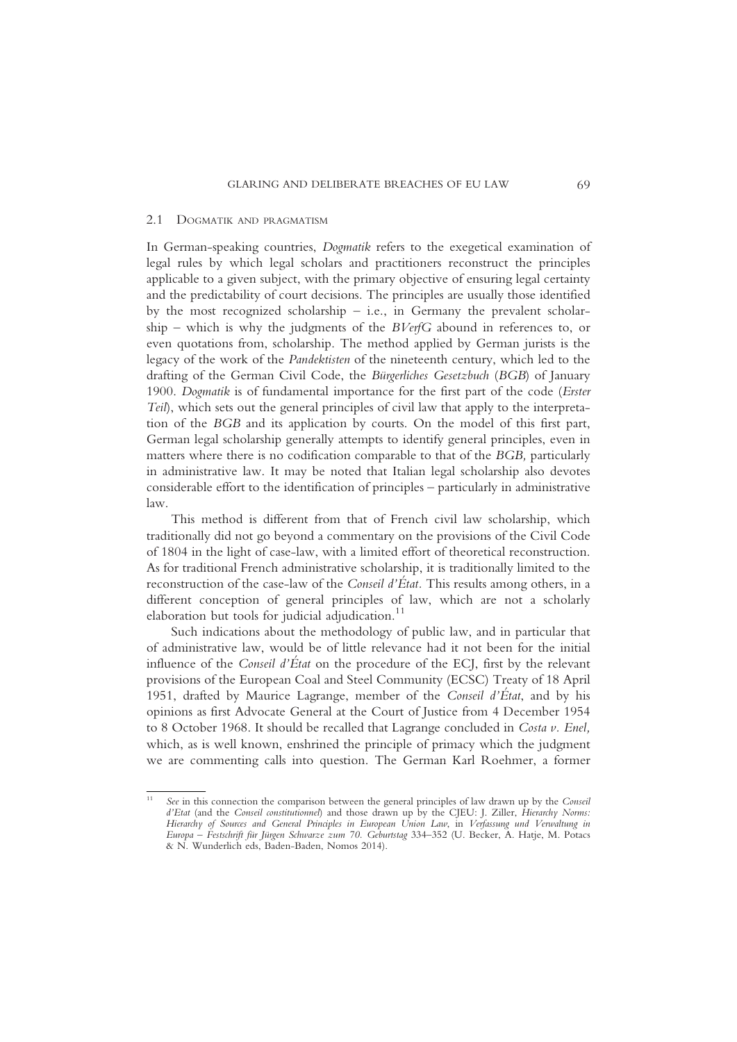### 2.1 Dogmatik and pragmatism

In German-speaking countries, *Dogmatik* refers to the exegetical examination of legal rules by which legal scholars and practitioners reconstruct the principles applicable to a given subject, with the primary objective of ensuring legal certainty and the predictability of court decisions. The principles are usually those identified by the most recognized scholarship – i.e., in Germany the prevalent scholarship – which is why the judgments of the *BVerfG* abound in references to, or even quotations from, scholarship. The method applied by German jurists is the legacy of the work of the *Pandektisten* of the nineteenth century, which led to the drafting of the German Civil Code, the *Bürgerliches Gesetzbuch* (*BGB*) of January 1900. *Dogmatik* is of fundamental importance for the first part of the code (*Erster Teil*), which sets out the general principles of civil law that apply to the interpretation of the *BGB* and its application by courts. On the model of this first part, German legal scholarship generally attempts to identify general principles, even in matters where there is no codification comparable to that of the *BGB,* particularly in administrative law. It may be noted that Italian legal scholarship also devotes considerable effort to the identification of principles – particularly in administrative law.

This method is different from that of French civil law scholarship, which traditionally did not go beyond a commentary on the provisions of the Civil Code of 1804 in the light of case-law, with a limited effort of theoretical reconstruction. As for traditional French administrative scholarship, it is traditionally limited to the reconstruction of the case-law of the *Conseil d'État*. This results among others, in a different conception of general principles of law, which are not a scholarly elaboration but tools for judicial adjudication.[11]

Such indications about the methodology of public law, and in particular that of administrative law, would be of little relevance had it not been for the initial influence of the *Conseil d'État* on the procedure of the ECJ, first by the relevant provisions of the European Coal and Steel Community (ECSC) Treaty of 18 April 1951, drafted by Maurice Lagrange, member of the *Conseil d'État*, and by his opinions as first Advocate General at the Court of Justice from 4 December 1954 to 8 October 1968. It should be recalled that Lagrange concluded in *Costa v. Enel,* which, as is well known, enshrined the principle of primacy which the judgment we are commenting calls into question. The German Karl Roehmer, a former

---

[11] *See* in this connection the comparison between the general principles of law drawn up by the *Conseil d'Etat* (and the *Conseil constitutionnel*) and those drawn up by the CJEU: J. Ziller, *Hierarchy Norms: Hierarchy of Sources and General Principles in European Union Law*, in *Verfassung und Verwaltung in Europa – Festschrift für Jürgen Schwarze zum 70. Geburtstag* 334–352 (U. Becker, A. Hatje, M. Potacs & N. Wunderlich eds, Baden-Baden, Nomos 2014).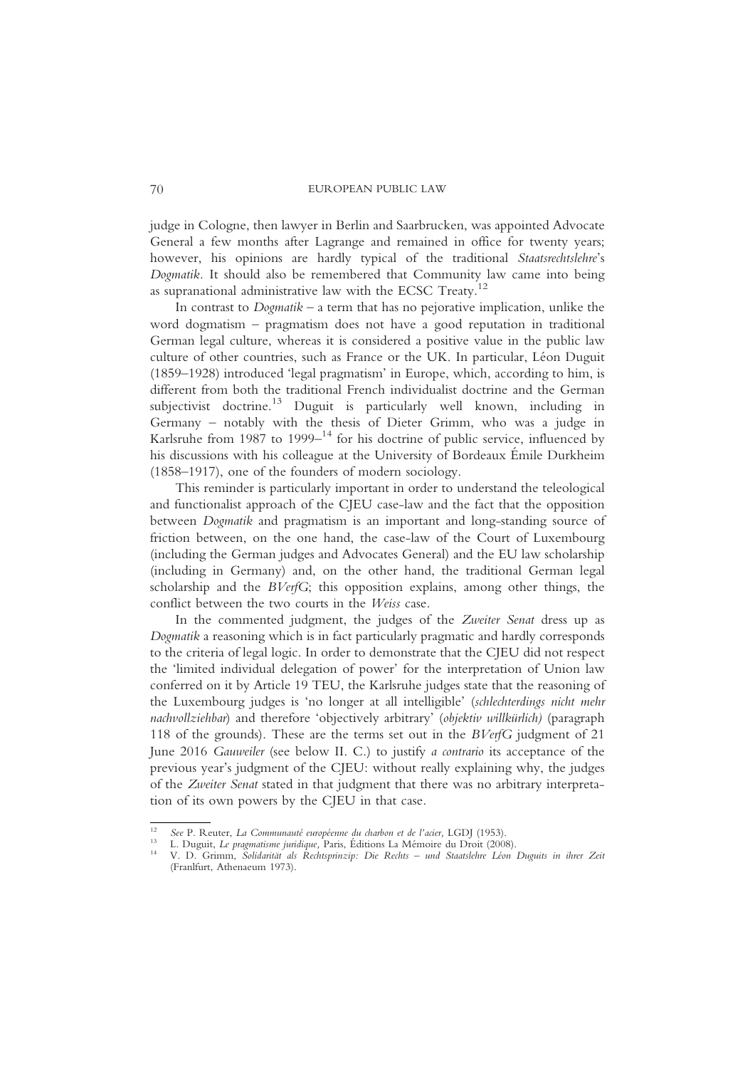judge in Cologne, then lawyer in Berlin and Saarbrucken, was appointed Advocate General a few months after Lagrange and remained in office for twenty years; however, his opinions are hardly typical of the traditional *Staatsrechtslehre*'s *Dogmatik*. It should also be remembered that Community law came into being as supranational administrative law with the ECSC Treaty.[12]

In contrast to *Dogmatik* – a term that has no pejorative implication, unlike the word dogmatism – pragmatism does not have a good reputation in traditional German legal culture, whereas it is considered a positive value in the public law culture of other countries, such as France or the UK. In particular, Léon Duguit (1859–1928) introduced 'legal pragmatism' in Europe, which, according to him, is different from both the traditional French individualist doctrine and the German subjectivist doctrine.[13] Duguit is particularly well known, including in Germany – notably with the thesis of Dieter Grimm, who was a judge in Karlsruhe from 1987 to 1999–[14] for his doctrine of public service, influenced by his discussions with his colleague at the University of Bordeaux Émile Durkheim (1858–1917), one of the founders of modern sociology.

This reminder is particularly important in order to understand the teleological and functionalist approach of the CJEU case-law and the fact that the opposition between *Dogmatik* and pragmatism is an important and long-standing source of friction between, on the one hand, the case-law of the Court of Luxembourg (including the German judges and Advocates General) and the EU law scholarship (including in Germany) and, on the other hand, the traditional German legal scholarship and the *BVerfG*; this opposition explains, among other things, the conflict between the two courts in the *Weiss* case.

In the commented judgment, the judges of the *Zweiter Senat* dress up as *Dogmatik* a reasoning which is in fact particularly pragmatic and hardly corresponds to the criteria of legal logic. In order to demonstrate that the CJEU did not respect the 'limited individual delegation of power' for the interpretation of Union law conferred on it by Article 19 TEU, the Karlsruhe judges state that the reasoning of the Luxembourg judges is 'no longer at all intelligible' (*schlechterdings nicht mehr nachvollziehbar*) and therefore 'objectively arbitrary' (*objektiv willkürlich)* (paragraph 118 of the grounds). These are the terms set out in the *BVerfG* judgment of 21 June 2016 *Gauweiler* (see below II. C.) to justify *a contrario* its acceptance of the previous year's judgment of the CJEU: without really explaining why, the judges of the *Zweiter Senat* stated in that judgment that there was no arbitrary interpretation of its own powers by the CJEU in that case.

---

[12] *See* P. Reuter, *La Communauté européenne du charbon et de l'acier,* LGDJ (1953).

[13] L. Duguit, *Le pragmatisme juridique,* Paris, Éditions La Mémoire du Droit (2008).

[14] V. D. Grimm, *Solidarität als Rechtsprinzip: Die Rechts – und Staatslehre Léon Duguits in ihrer Zeit* (Franlfurt, Athenaeum 1973).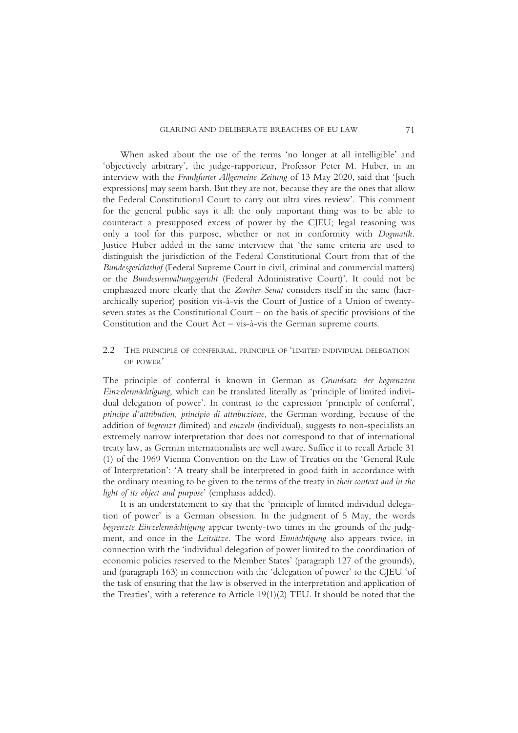When asked about the use of the terms 'no longer at all intelligible' and 'objectively arbitrary', the judge-rapporteur, Professor Peter M. Huber, in an interview with the *Frankfurter Allgemeine Zeitung* of 13 May 2020, said that '[such expressions] may seem harsh. But they are not, because they are the ones that allow the Federal Constitutional Court to carry out ultra vires review'. This comment for the general public says it all: the only important thing was to be able to counteract a presupposed excess of power by the CJEU; legal reasoning was only a tool for this purpose, whether or not in conformity with *Dogmatik*. Justice Huber added in the same interview that 'the same criteria are used to distinguish the jurisdiction of the Federal Constitutional Court from that of the *Bundesgerichtshof* (Federal Supreme Court in civil, criminal and commercial matters) or the *Bundesverwaltungsgericht* (Federal Administrative Court)'. It could not be emphasized more clearly that the *Zweiter Senat* considers itself in the same (hierarchically superior) position vis-à-vis the Court of Justice of a Union of twenty-seven states as the Constitutional Court – on the basis of specific provisions of the Constitution and the Court Act – vis-à-vis the German supreme courts.

### 2.2 The principle of conferral, principle of 'limited individual delegation of power'

The principle of conferral is known in German as *Grundsatz der begrenzten Einzelermächtigung*, which can be translated literally as 'principle of limited individual delegation of power'. In contrast to the expression 'principle of conferral', *principe d'attribution, principio di attribuzione,* the German wording, because of the addition of *begrenzt (*limited) and *einzeln* (individual), suggests to non-specialists an extremely narrow interpretation that does not correspond to that of international treaty law, as German internationalists are well aware. Suffice it to recall Article 31 (1) of the 1969 Vienna Convention on the Law of Treaties on the 'General Rule of Interpretation': 'A treaty shall be interpreted in good faith in accordance with the ordinary meaning to be given to the terms of the treaty in *their context and in the light of its object and purpose*' (emphasis added).

It is an understatement to say that the 'principle of limited individual delegation of power' is a German obsession. In the judgment of 5 May, the words *begrenzte Einzelermächtigung* appear twenty-two times in the grounds of the judgment, and once in the *Leitsätze*. The word *Ermächtigung* also appears twice, in connection with the 'individual delegation of power limited to the coordination of economic policies reserved to the Member States' (paragraph 127 of the grounds), and (paragraph 163) in connection with the 'delegation of power' to the CJEU 'of the task of ensuring that the law is observed in the interpretation and application of the Treaties', with a reference to Article 19(1)(2) TEU. It should be noted that the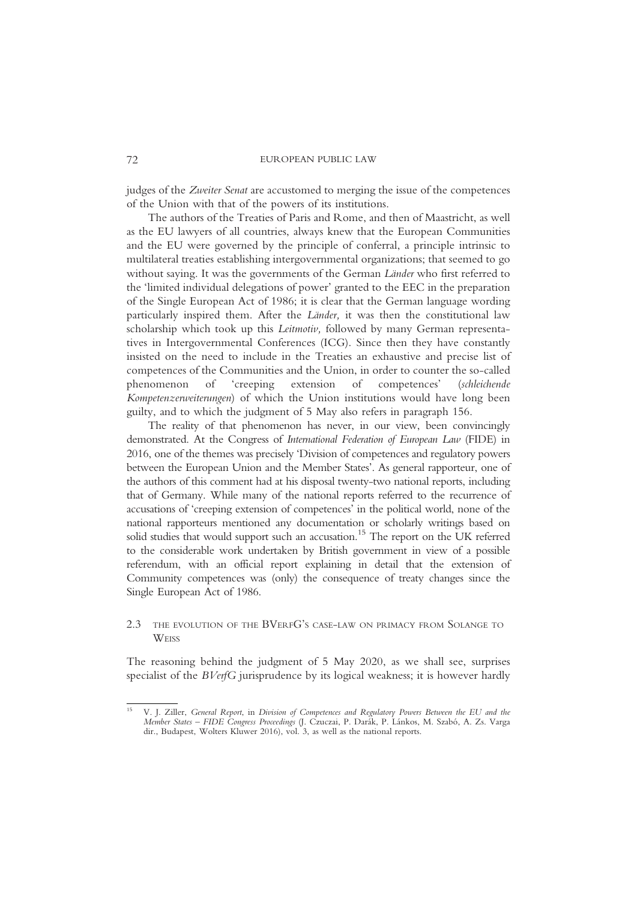judges of the *Zweiter Senat* are accustomed to merging the issue of the competences of the Union with that of the powers of its institutions.

The authors of the Treaties of Paris and Rome, and then of Maastricht, as well as the EU lawyers of all countries, always knew that the European Communities and the EU were governed by the principle of conferral, a principle intrinsic to multilateral treaties establishing intergovernmental organizations; that seemed to go without saying. It was the governments of the German *Länder* who first referred to the 'limited individual delegations of power' granted to the EEC in the preparation of the Single European Act of 1986; it is clear that the German language wording particularly inspired them. After the *Länder,* it was then the constitutional law scholarship which took up this *Leitmotiv,* followed by many German representatives in Intergovernmental Conferences (ICG). Since then they have constantly insisted on the need to include in the Treaties an exhaustive and precise list of competences of the Communities and the Union, in order to counter the so-called phenomenon of 'creeping extension of competences' (*schleichende Kompetenzerweiterungen*) of which the Union institutions would have long been guilty, and to which the judgment of 5 May also refers in paragraph 156.

The reality of that phenomenon has never, in our view, been convincingly demonstrated. At the Congress of *International Federation of European Law* (FIDE) in 2016, one of the themes was precisely 'Division of competences and regulatory powers between the European Union and the Member States'. As general rapporteur, one of the authors of this comment had at his disposal twenty-two national reports, including that of Germany. While many of the national reports referred to the recurrence of accusations of 'creeping extension of competences' in the political world, none of the national rapporteurs mentioned any documentation or scholarly writings based on solid studies that would support such an accusation.[15] The report on the UK referred to the considerable work undertaken by British government in view of a possible referendum, with an official report explaining in detail that the extension of Community competences was (only) the consequence of treaty changes since the Single European Act of 1986.

### 2.3 The evolution of the BVerfG's case-law on primacy from Solange to Weiss

The reasoning behind the judgment of 5 May 2020, as we shall see, surprises specialist of the *BVerfG* jurisprudence by its logical weakness; it is however hardly

---

[15] V. J. Ziller, *General Report*, in *Division of Competences and Regulatory Powers Between the EU and the Member States – FIDE Congress Proceedings* (J. Czuczai, P. Darák, P. Lánkos, M. Szabó, A. Zs. Varga dir., Budapest, Wolters Kluwer 2016), vol. 3, as well as the national reports.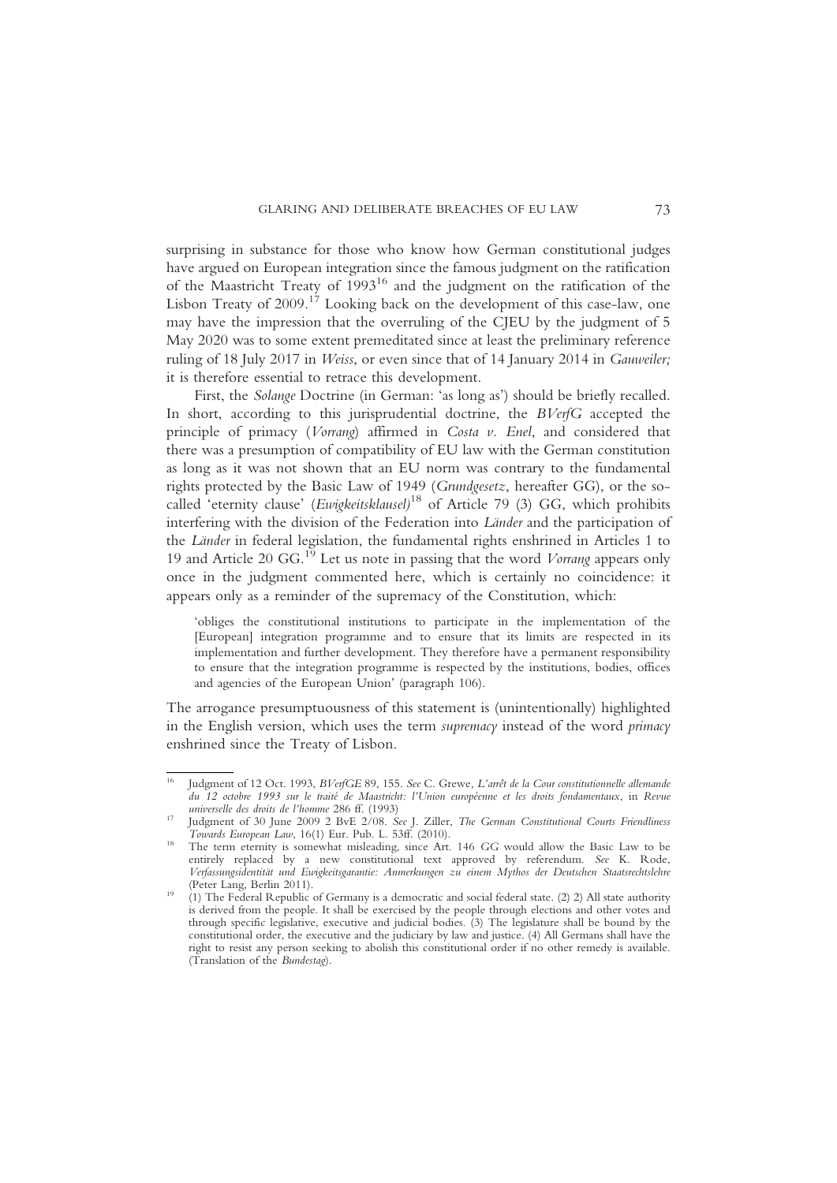surprising in substance for those who know how German constitutional judges have argued on European integration since the famous judgment on the ratification of the Maastricht Treaty of 1993[16] and the judgment on the ratification of the Lisbon Treaty of 2009.[17] Looking back on the development of this case-law, one may have the impression that the overruling of the CJEU by the judgment of 5 May 2020 was to some extent premeditated since at least the preliminary reference ruling of 18 July 2017 in *Weiss*, or even since that of 14 January 2014 in *Gauweiler;* it is therefore essential to retrace this development.

First, the *Solange* Doctrine (in German: 'as long as') should be briefly recalled. In short, according to this jurisprudential doctrine, the *BVerfG* accepted the principle of primacy (*Vorrang*) affirmed in *Costa v. Enel*, and considered that there was a presumption of compatibility of EU law with the German constitution as long as it was not shown that an EU norm was contrary to the fundamental rights protected by the Basic Law of 1949 (*Grundgesetz*, hereafter GG), or the so-called 'eternity clause' (*Ewigkeitsklausel)*[18] of Article 79 (3) GG, which prohibits interfering with the division of the Federation into *Länder* and the participation of the *Länder* in federal legislation, the fundamental rights enshrined in Articles 1 to 19 and Article 20 GG.[19] Let us note in passing that the word *Vorrang* appears only once in the judgment commented here, which is certainly no coincidence: it appears only as a reminder of the supremacy of the Constitution, which:

> 'obliges the constitutional institutions to participate in the implementation of the [European] integration programme and to ensure that its limits are respected in its implementation and further development. They therefore have a permanent responsibility to ensure that the integration programme is respected by the institutions, bodies, offices and agencies of the European Union' (paragraph 106).

The arrogance presumptuousness of this statement is (unintentionally) highlighted in the English version, which uses the term *supremacy* instead of the word *primacy* enshrined since the Treaty of Lisbon.

---

[16] Judgment of 12 Oct. 1993, *BVerfGE* 89, 155. *See* C. Grewe*, L'arrêt de la Cour constitutionnelle allemande du 12 octobre 1993 sur le traité de Maastricht: l'Union européenne et les droits fondamentaux*, in *Revue universelle des droits de l'homme* 286 ff. (1993)

[17] Judgment of 30 June 2009 2 BvE 2/08. *See* J. Ziller, *The German Constitutional Courts Friendliness Towards European Law*, 16(1) Eur. Pub. L. 53ff. (2010).

[18] The term eternity is somewhat misleading, since Art. 146 *GG* would allow the Basic Law to be entirely replaced by a new constitutional text approved by referendum. *See* K. Rode, *Verfassungsidentität und Ewigkeitsgarantie: Anmerkungen zu einem Mythos der Deutschen Staatsrechtslehre* (Peter Lang, Berlin 2011).

[19] (1) The Federal Republic of Germany is a democratic and social federal state. (2) 2) All state authority is derived from the people. It shall be exercised by the people through elections and other votes and through specific legislative, executive and judicial bodies. (3) The legislature shall be bound by the constitutional order, the executive and the judiciary by law and justice. (4) All Germans shall have the right to resist any person seeking to abolish this constitutional order if no other remedy is available. (Translation of the *Bundestag*).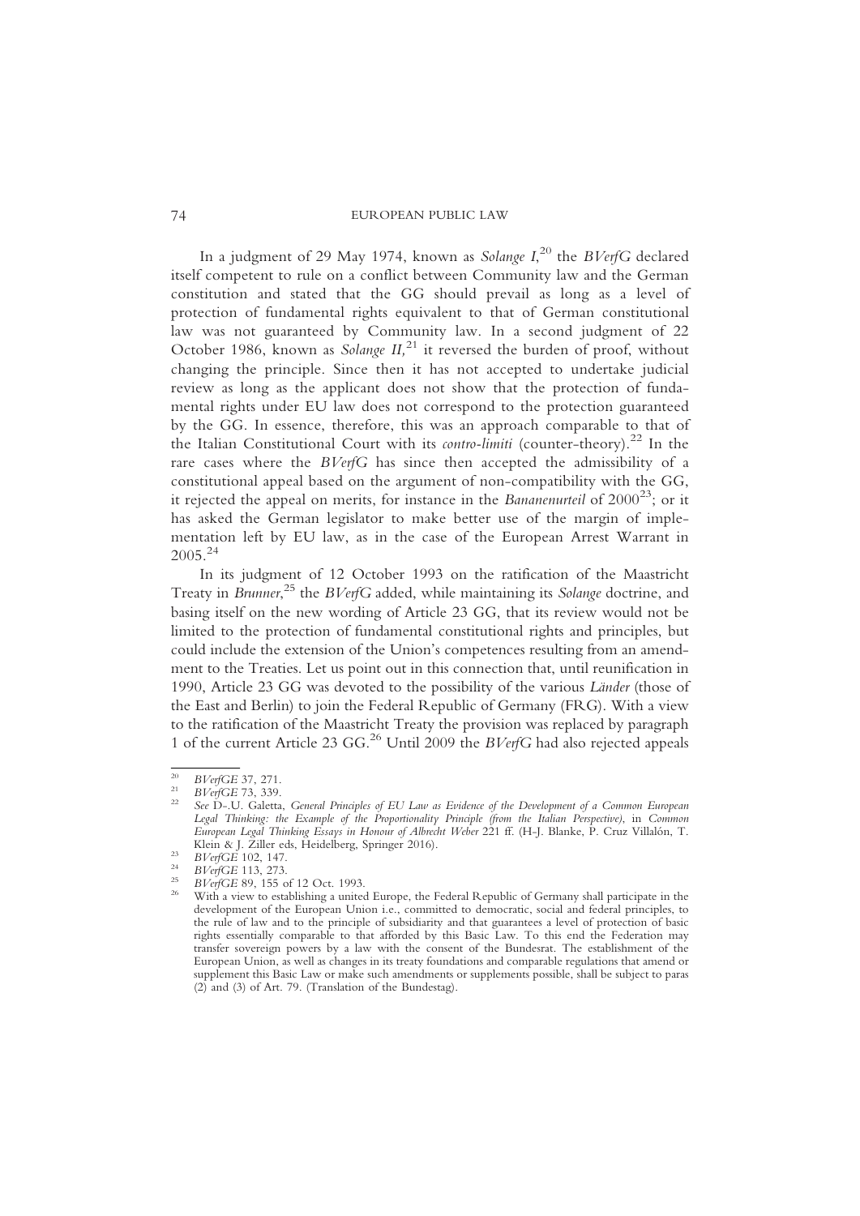In a judgment of 29 May 1974, known as *Solange I*,[20] the *BVerfG* declared itself competent to rule on a conflict between Community law and the German constitution and stated that the GG should prevail as long as a level of protection of fundamental rights equivalent to that of German constitutional law was not guaranteed by Community law. In a second judgment of 22 October 1986, known as *Solange II*,[21] it reversed the burden of proof, without changing the principle. Since then it has not accepted to undertake judicial review as long as the applicant does not show that the protection of fundamental rights under EU law does not correspond to the protection guaranteed by the GG. In essence, therefore, this was an approach comparable to that of the Italian Constitutional Court with its *contro-limiti* (counter-theory).[22] In the rare cases where the *BVerfG* has since then accepted the admissibility of a constitutional appeal based on the argument of non-compatibility with the GG, it rejected the appeal on merits, for instance in the *Bananenurteil* of 2000[23]; or it has asked the German legislator to make better use of the margin of implementation left by EU law, as in the case of the European Arrest Warrant in 2005.[24]

In its judgment of 12 October 1993 on the ratification of the Maastricht Treaty in *Brunner*,[25] the *BVerfG* added, while maintaining its *Solange* doctrine, and basing itself on the new wording of Article 23 GG, that its review would not be limited to the protection of fundamental constitutional rights and principles, but could include the extension of the Union's competences resulting from an amendment to the Treaties. Let us point out in this connection that, until reunification in 1990, Article 23 GG was devoted to the possibility of the various *Länder* (those of the East and Berlin) to join the Federal Republic of Germany (FRG). With a view to the ratification of the Maastricht Treaty the provision was replaced by paragraph 1 of the current Article 23 GG.[26] Until 2009 the *BVerfG* had also rejected appeals

---

[20] *BVerfGE* 37, 271.

[21] *BVerfGE* 73, 339.

[22] *See* D-.U. Galetta, *General Principles of EU Law as Evidence of the Development of a Common European Legal Thinking: the Example of the Proportionality Principle (from the Italian Perspective)*, in *Common European Legal Thinking Essays in Honour of Albrecht Weber* 221 ff. (H-J. Blanke, P. Cruz Villalón, T. Klein & J. Ziller eds, Heidelberg, Springer 2016).

[23] *BVerfGE* 102, 147.

[24] *BVerfGE* 113, 273.

[25] *BVerfGE* 89, 155 of 12 Oct. 1993.

[26] With a view to establishing a united Europe, the Federal Republic of Germany shall participate in the development of the European Union i.e., committed to democratic, social and federal principles, to the rule of law and to the principle of subsidiarity and that guarantees a level of protection of basic rights essentially comparable to that afforded by this Basic Law. To this end the Federation may transfer sovereign powers by a law with the consent of the Bundesrat. The establishment of the European Union, as well as changes in its treaty foundations and comparable regulations that amend or supplement this Basic Law or make such amendments or supplements possible, shall be subject to paras (2) and (3) of Art. 79. (Translation of the Bundestag).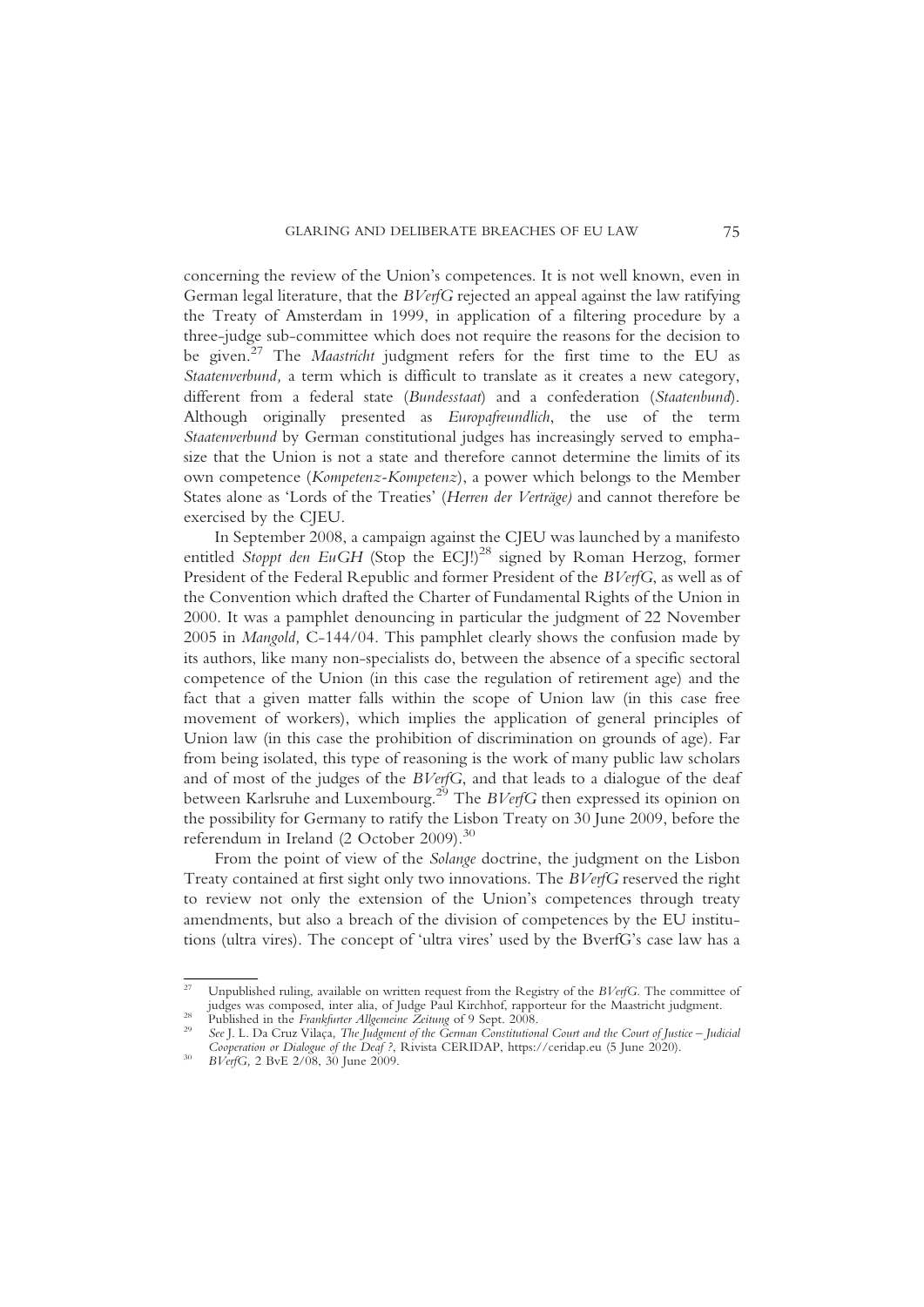concerning the review of the Union's competences. It is not well known, even in German legal literature, that the *BVerfG* rejected an appeal against the law ratifying the Treaty of Amsterdam in 1999, in application of a filtering procedure by a three-judge sub-committee which does not require the reasons for the decision to be given.[27] The *Maastricht* judgment refers for the first time to the EU as *Staatenverbund,* a term which is difficult to translate as it creates a new category, different from a federal state (*Bundesstaat*) and a confederation (*Staatenbund*). Although originally presented as *Europafreundlich*, the use of the term *Staatenverbund* by German constitutional judges has increasingly served to emphasize that the Union is not a state and therefore cannot determine the limits of its own competence (*Kompetenz-Kompetenz*), a power which belongs to the Member States alone as 'Lords of the Treaties' (*Herren der Verträge)* and cannot therefore be exercised by the CJEU.

In September 2008, a campaign against the CJEU was launched by a manifesto entitled *Stoppt den EuGH* (Stop the ECJ!)[28] signed by Roman Herzog, former President of the Federal Republic and former President of the *BVerfG*, as well as of the Convention which drafted the Charter of Fundamental Rights of the Union in 2000. It was a pamphlet denouncing in particular the judgment of 22 November 2005 in *Mangold,* C-144/04. This pamphlet clearly shows the confusion made by its authors, like many non-specialists do, between the absence of a specific sectoral competence of the Union (in this case the regulation of retirement age) and the fact that a given matter falls within the scope of Union law (in this case free movement of workers), which implies the application of general principles of Union law (in this case the prohibition of discrimination on grounds of age). Far from being isolated, this type of reasoning is the work of many public law scholars and of most of the judges of the *BVerfG*, and that leads to a dialogue of the deaf between Karlsruhe and Luxembourg.[29] The *BVerfG* then expressed its opinion on the possibility for Germany to ratify the Lisbon Treaty on 30 June 2009, before the referendum in Ireland (2 October 2009).[30]

From the point of view of the *Solange* doctrine, the judgment on the Lisbon Treaty contained at first sight only two innovations. The *BVerfG* reserved the right to review not only the extension of the Union's competences through treaty amendments, but also a breach of the division of competences by the EU institutions (ultra vires). The concept of 'ultra vires' used by the BverfG's case law has a

---

[27] Unpublished ruling, available on written request from the Registry of the *BVerfG*. The committee of judges was composed, inter alia, of Judge Paul Kirchhof, rapporteur for the Maastricht judgment.

[28] Published in the *Frankfurter Allgemeine Zeitung* of 9 Sept. 2008.

[29] *See* J. L. Da Cruz Vilaça, *The Judgment of the German Constitutional Court and the Court of Justice – Judicial Cooperation or Dialogue of the Deaf ?*, Rivista CERIDAP, https://ceridap.eu (5 June 2020).

[30] *BVerfG,* 2 BvE 2/08, 30 June 2009.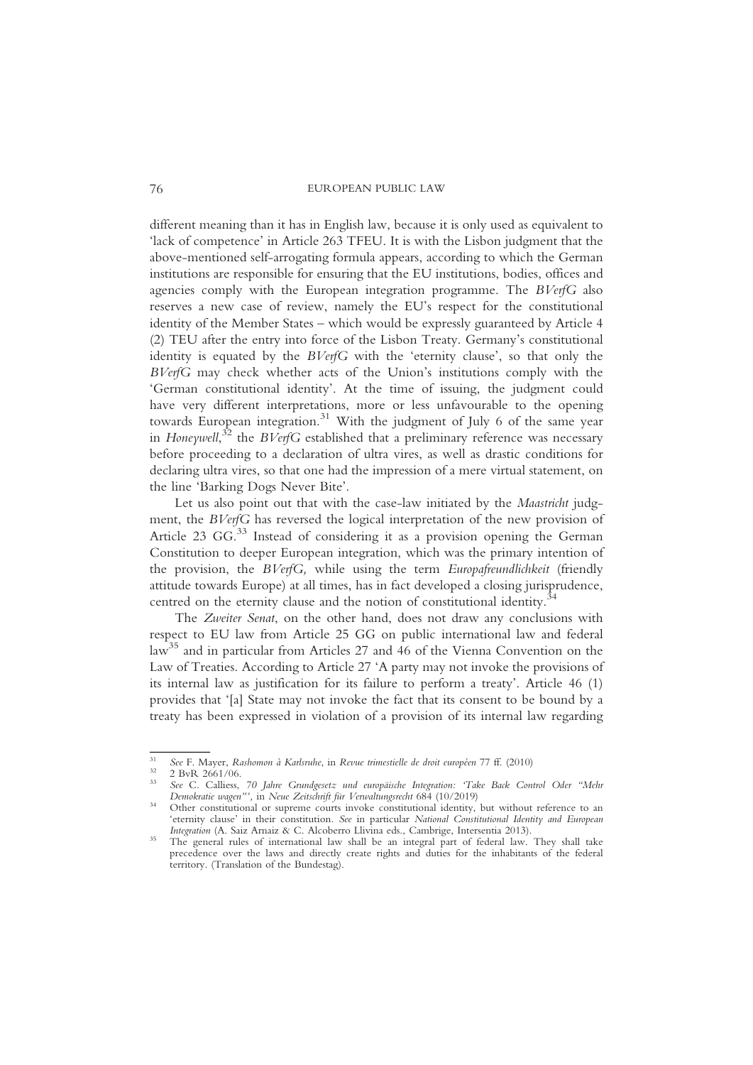different meaning than it has in English law, because it is only used as equivalent to 'lack of competence' in Article 263 TFEU. It is with the Lisbon judgment that the above-mentioned self-arrogating formula appears, according to which the German institutions are responsible for ensuring that the EU institutions, bodies, offices and agencies comply with the European integration programme. The *BVerfG* also reserves a new case of review, namely the EU's respect for the constitutional identity of the Member States – which would be expressly guaranteed by Article 4 (2) TEU after the entry into force of the Lisbon Treaty. Germany's constitutional identity is equated by the *BVerfG* with the 'eternity clause', so that only the *BVerfG* may check whether acts of the Union's institutions comply with the 'German constitutional identity'. At the time of issuing, the judgment could have very different interpretations, more or less unfavourable to the opening towards European integration.[31] With the judgment of July 6 of the same year in *Honeywell*,[32] the *BVerfG* established that a preliminary reference was necessary before proceeding to a declaration of ultra vires, as well as drastic conditions for declaring ultra vires, so that one had the impression of a mere virtual statement, on the line 'Barking Dogs Never Bite'.

Let us also point out that with the case-law initiated by the *Maastricht* judgment, the *BVerfG* has reversed the logical interpretation of the new provision of Article 23 GG.[33] Instead of considering it as a provision opening the German Constitution to deeper European integration, which was the primary intention of the provision, the *BVerfG,* while using the term *Europafreundlichkeit* (friendly attitude towards Europe) at all times, has in fact developed a closing jurisprudence, centred on the eternity clause and the notion of constitutional identity.[34]

The *Zweiter Senat*, on the other hand, does not draw any conclusions with respect to EU law from Article 25 GG on public international law and federal law[35] and in particular from Articles 27 and 46 of the Vienna Convention on the Law of Treaties. According to Article 27 'A party may not invoke the provisions of its internal law as justification for its failure to perform a treaty'. Article 46 (1) provides that '[a] State may not invoke the fact that its consent to be bound by a treaty has been expressed in violation of a provision of its internal law regarding

---

[31] *See* F. Mayer, *Rashomon à Karlsruhe*, in *Revue trimestielle de droit européen* 77 ff. (2010)

[32] 2 BvR 2661/06.

[33] *See* C. Calliess, *70 Jahre Grundgesetz und europäische Integration: 'Take Back Control Oder "Mehr Demokratie wagen"'*, in *Neue Zeitschrift für Verwaltungsrecht* 684 (10/2019)

[34] Other constitutional or supreme courts invoke constitutional identity, but without reference to an 'eternity clause' in their constitution. *See* in particular *National Constitutional Identity and European Integration* (A. Saiz Arnaiz & C. Alcoberro Llivina eds., Cambrige, Intersentia 2013).

[35] The general rules of international law shall be an integral part of federal law. They shall take precedence over the laws and directly create rights and duties for the inhabitants of the federal territory. (Translation of the Bundestag).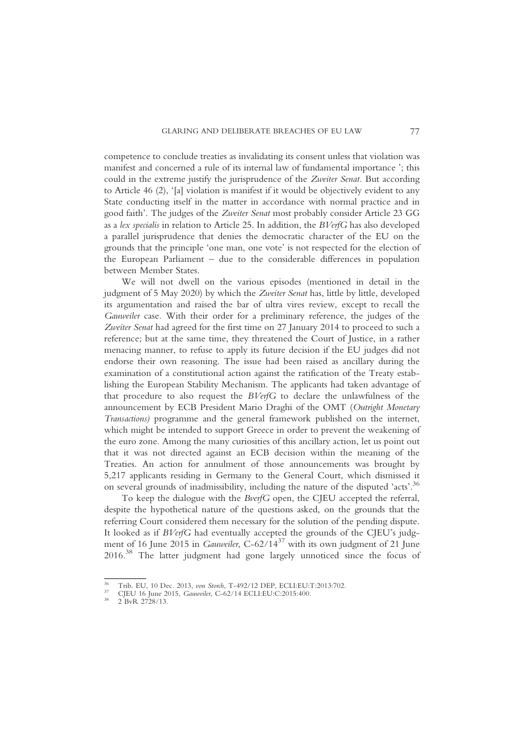competence to conclude treaties as invalidating its consent unless that violation was manifest and concerned a rule of its internal law of fundamental importance '; this could in the extreme justify the jurisprudence of the *Zweiter Senat*. But according to Article 46 (2), '[a] violation is manifest if it would be objectively evident to any State conducting itself in the matter in accordance with normal practice and in good faith'. The judges of the *Zweiter Senat* most probably consider Article 23 GG as a *lex specialis* in relation to Article 25. In addition, the *BVerfG* has also developed a parallel jurisprudence that denies the democratic character of the EU on the grounds that the principle 'one man, one vote' is not respected for the election of the European Parliament – due to the considerable differences in population between Member States.

We will not dwell on the various episodes (mentioned in detail in the judgment of 5 May 2020) by which the *Zweiter Senat* has, little by little, developed its argumentation and raised the bar of ultra vires review, except to recall the *Gauweiler* case. With their order for a preliminary reference, the judges of the *Zweiter Senat* had agreed for the first time on 27 January 2014 to proceed to such a reference; but at the same time, they threatened the Court of Justice, in a rather menacing manner, to refuse to apply its future decision if the EU judges did not endorse their own reasoning. The issue had been raised as ancillary during the examination of a constitutional action against the ratification of the Treaty establishing the European Stability Mechanism. The applicants had taken advantage of that procedure to also request the *BVerfG* to declare the unlawfulness of the announcement by ECB President Mario Draghi of the OMT (*Outright Monetary Transactions)* programme and the general framework published on the internet, which might be intended to support Greece in order to prevent the weakening of the euro zone. Among the many curiosities of this ancillary action, let us point out that it was not directed against an ECB decision within the meaning of the Treaties. An action for annulment of those announcements was brought by 5,217 applicants residing in Germany to the General Court, which dismissed it on several grounds of inadmissibility, including the nature of the disputed 'acts'.[36]

To keep the dialogue with the *BverfG* open, the CJEU accepted the referral, despite the hypothetical nature of the questions asked, on the grounds that the referring Court considered them necessary for the solution of the pending dispute. It looked as if *BVerfG* had eventually accepted the grounds of the CJEU's judgment of 16 June 2015 in *Gauweiler*, C-62/14[37] with its own judgment of 21 June 2016.[38] The latter judgment had gone largely unnoticed since the focus of

---

[36] Trib. EU, 10 Dec. 2013, *von Storch*, T-492/12 DEP, ECLI:EU:T:2013:702.

[37] CJEU 16 June 2015, *Gauweiler*, C-62/14 ECLI:EU:C:2015:400.

[38] 2 BvR 2728/13.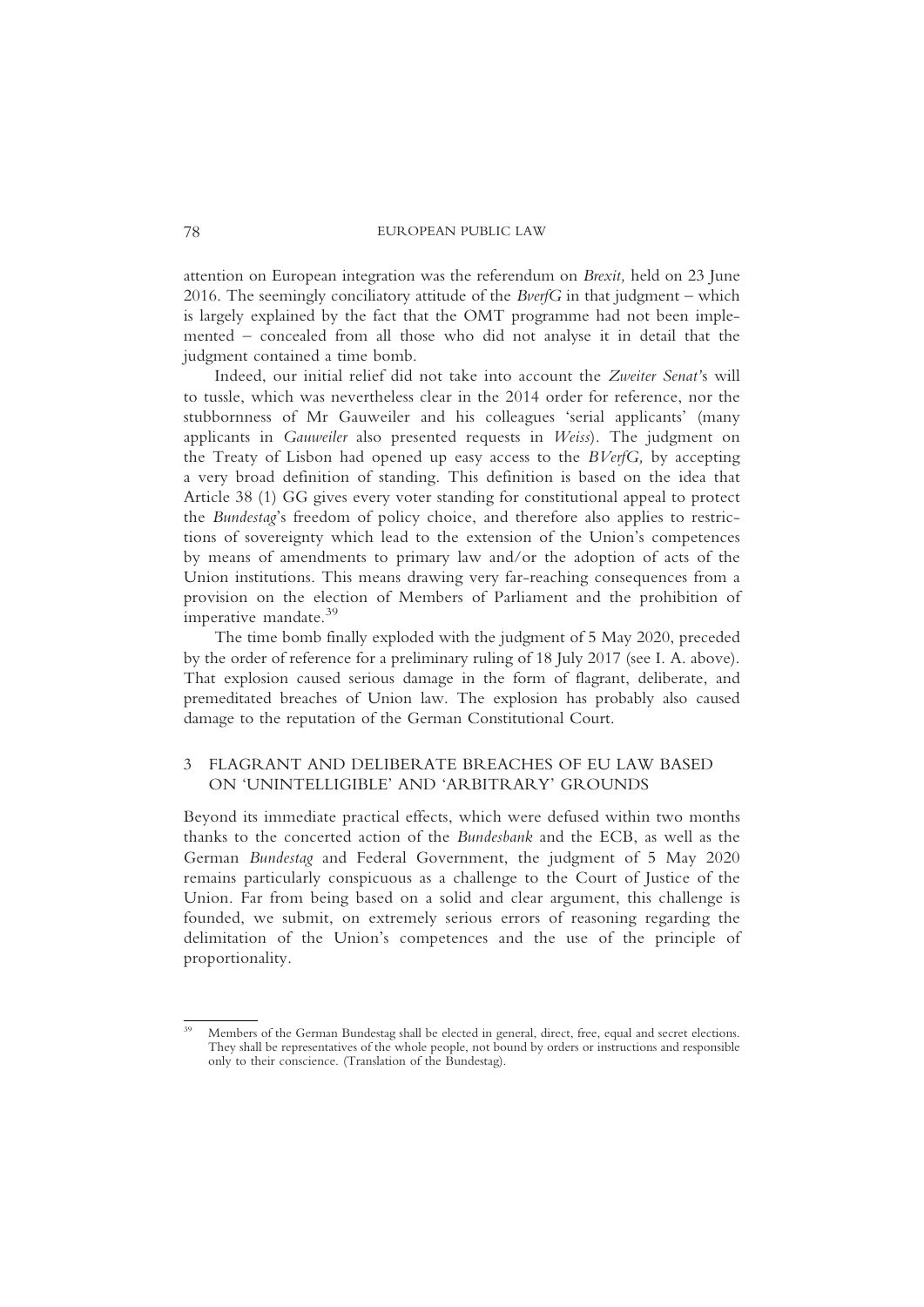attention on European integration was the referendum on *Brexit,* held on 23 June 2016. The seemingly conciliatory attitude of the *BverfG* in that judgment – which is largely explained by the fact that the OMT programme had not been implemented – concealed from all those who did not analyse it in detail that the judgment contained a time bomb.

Indeed, our initial relief did not take into account the *Zweiter Senat's* will to tussle, which was nevertheless clear in the 2014 order for reference, nor the stubbornness of Mr Gauweiler and his colleagues 'serial applicants' (many applicants in *Gauweiler* also presented requests in *Weiss*). The judgment on the Treaty of Lisbon had opened up easy access to the *BVerfG,* by accepting a very broad definition of standing. This definition is based on the idea that Article 38 (1) GG gives every voter standing for constitutional appeal to protect the *Bundestag*'s freedom of policy choice, and therefore also applies to restrictions of sovereignty which lead to the extension of the Union's competences by means of amendments to primary law and/or the adoption of acts of the Union institutions. This means drawing very far-reaching consequences from a provision on the election of Members of Parliament and the prohibition of imperative mandate.[39]

The time bomb finally exploded with the judgment of 5 May 2020, preceded by the order of reference for a preliminary ruling of 18 July 2017 (see I. A. above). That explosion caused serious damage in the form of flagrant, deliberate, and premeditated breaches of Union law. The explosion has probably also caused damage to the reputation of the German Constitutional Court.

## 3 FLAGRANT AND DELIBERATE BREACHES OF EU LAW BASED ON 'UNINTELLIGIBLE' AND 'ARBITRARY' GROUNDS

Beyond its immediate practical effects, which were defused within two months thanks to the concerted action of the *Bundesbank* and the ECB, as well as the German *Bundestag* and Federal Government, the judgment of 5 May 2020 remains particularly conspicuous as a challenge to the Court of Justice of the Union. Far from being based on a solid and clear argument, this challenge is founded, we submit, on extremely serious errors of reasoning regarding the delimitation of the Union's competences and the use of the principle of proportionality.

---

[39] Members of the German Bundestag shall be elected in general, direct, free, equal and secret elections. They shall be representatives of the whole people, not bound by orders or instructions and responsible only to their conscience. (Translation of the Bundestag).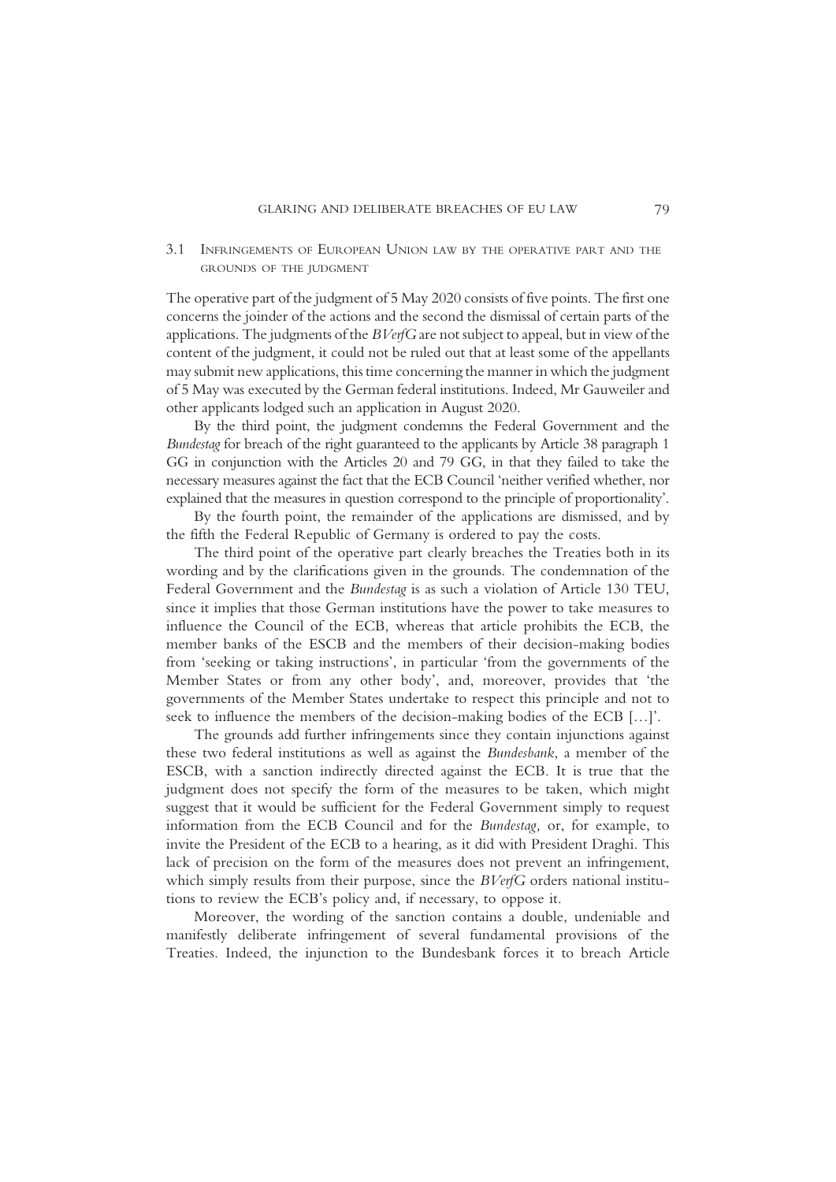### 3.1 Infringements of European Union law by the operative part and the grounds of the judgment

The operative part of the judgment of 5 May 2020 consists of five points. The first one concerns the joinder of the actions and the second the dismissal of certain parts of the applications. The judgments of the *BVerfG* are not subject to appeal, but in view of the content of the judgment, it could not be ruled out that at least some of the appellants may submit new applications, this time concerning the manner in which the judgment of 5 May was executed by the German federal institutions. Indeed, Mr Gauweiler and other applicants lodged such an application in August 2020.

By the third point, the judgment condemns the Federal Government and the *Bundestag* for breach of the right guaranteed to the applicants by Article 38 paragraph 1 GG in conjunction with the Articles 20 and 79 GG, in that they failed to take the necessary measures against the fact that the ECB Council 'neither verified whether, nor explained that the measures in question correspond to the principle of proportionality'.

By the fourth point, the remainder of the applications are dismissed, and by the fifth the Federal Republic of Germany is ordered to pay the costs.

The third point of the operative part clearly breaches the Treaties both in its wording and by the clarifications given in the grounds. The condemnation of the Federal Government and the *Bundestag* is as such a violation of Article 130 TEU, since it implies that those German institutions have the power to take measures to influence the Council of the ECB, whereas that article prohibits the ECB, the member banks of the ESCB and the members of their decision-making bodies from 'seeking or taking instructions', in particular 'from the governments of the Member States or from any other body', and, moreover, provides that 'the governments of the Member States undertake to respect this principle and not to seek to influence the members of the decision-making bodies of the ECB [...]'.

The grounds add further infringements since they contain injunctions against these two federal institutions as well as against the *Bundesbank*, a member of the ESCB, with a sanction indirectly directed against the ECB. It is true that the judgment does not specify the form of the measures to be taken, which might suggest that it would be sufficient for the Federal Government simply to request information from the ECB Council and for the *Bundestag,* or, for example, to invite the President of the ECB to a hearing, as it did with President Draghi. This lack of precision on the form of the measures does not prevent an infringement, which simply results from their purpose, since the *BVerfG* orders national institutions to review the ECB's policy and, if necessary, to oppose it.

Moreover, the wording of the sanction contains a double, undeniable and manifestly deliberate infringement of several fundamental provisions of the Treaties. Indeed, the injunction to the Bundesbank forces it to breach Article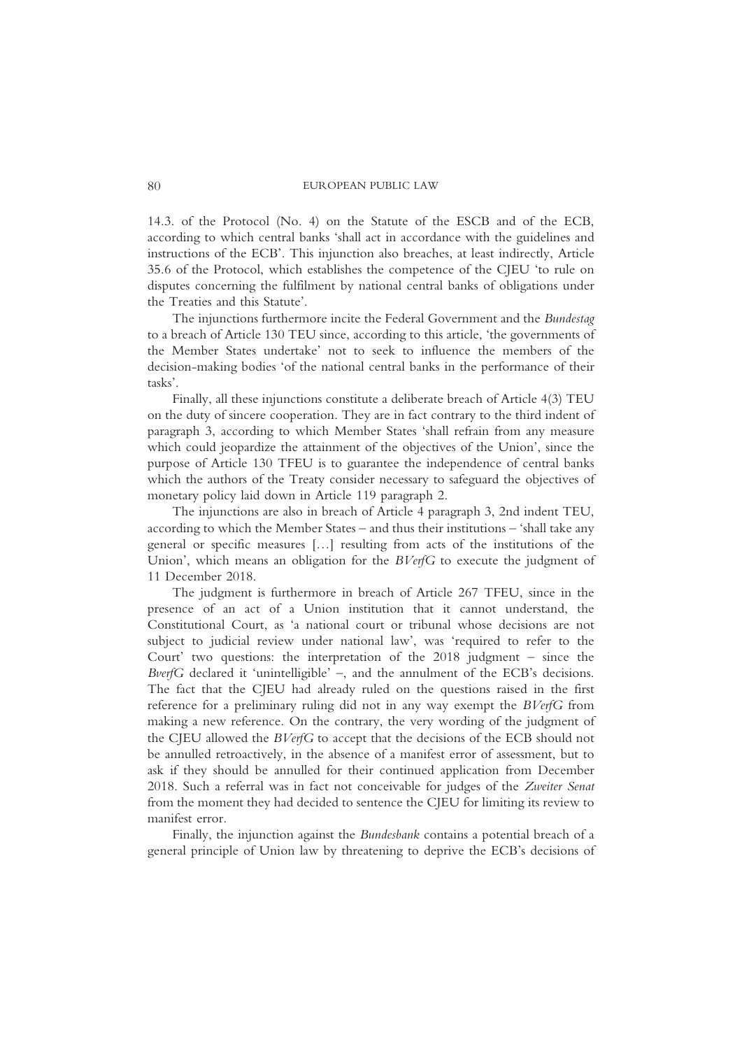14.3. of the Protocol (No. 4) on the Statute of the ESCB and of the ECB, according to which central banks 'shall act in accordance with the guidelines and instructions of the ECB'. This injunction also breaches, at least indirectly, Article 35.6 of the Protocol, which establishes the competence of the CJEU 'to rule on disputes concerning the fulfilment by national central banks of obligations under the Treaties and this Statute'.

The injunctions furthermore incite the Federal Government and the *Bundestag* to a breach of Article 130 TEU since, according to this article, 'the governments of the Member States undertake' not to seek to influence the members of the decision-making bodies 'of the national central banks in the performance of their tasks'.

Finally, all these injunctions constitute a deliberate breach of Article 4(3) TEU on the duty of sincere cooperation. They are in fact contrary to the third indent of paragraph 3, according to which Member States 'shall refrain from any measure which could jeopardize the attainment of the objectives of the Union', since the purpose of Article 130 TFEU is to guarantee the independence of central banks which the authors of the Treaty consider necessary to safeguard the objectives of monetary policy laid down in Article 119 paragraph 2.

The injunctions are also in breach of Article 4 paragraph 3, 2nd indent TEU, according to which the Member States – and thus their institutions – 'shall take any general or specific measures […] resulting from acts of the institutions of the Union', which means an obligation for the *BVerfG* to execute the judgment of 11 December 2018.

The judgment is furthermore in breach of Article 267 TFEU, since in the presence of an act of a Union institution that it cannot understand, the Constitutional Court, as 'a national court or tribunal whose decisions are not subject to judicial review under national law', was 'required to refer to the Court' two questions: the interpretation of the 2018 judgment – since the *BverfG* declared it 'unintelligible' –, and the annulment of the ECB's decisions. The fact that the CJEU had already ruled on the questions raised in the first reference for a preliminary ruling did not in any way exempt the *BVerfG* from making a new reference. On the contrary, the very wording of the judgment of the CJEU allowed the *BVerfG* to accept that the decisions of the ECB should not be annulled retroactively, in the absence of a manifest error of assessment, but to ask if they should be annulled for their continued application from December 2018. Such a referral was in fact not conceivable for judges of the *Zweiter Senat* from the moment they had decided to sentence the CJEU for limiting its review to manifest error.

Finally, the injunction against the *Bundesbank* contains a potential breach of a general principle of Union law by threatening to deprive the ECB's decisions of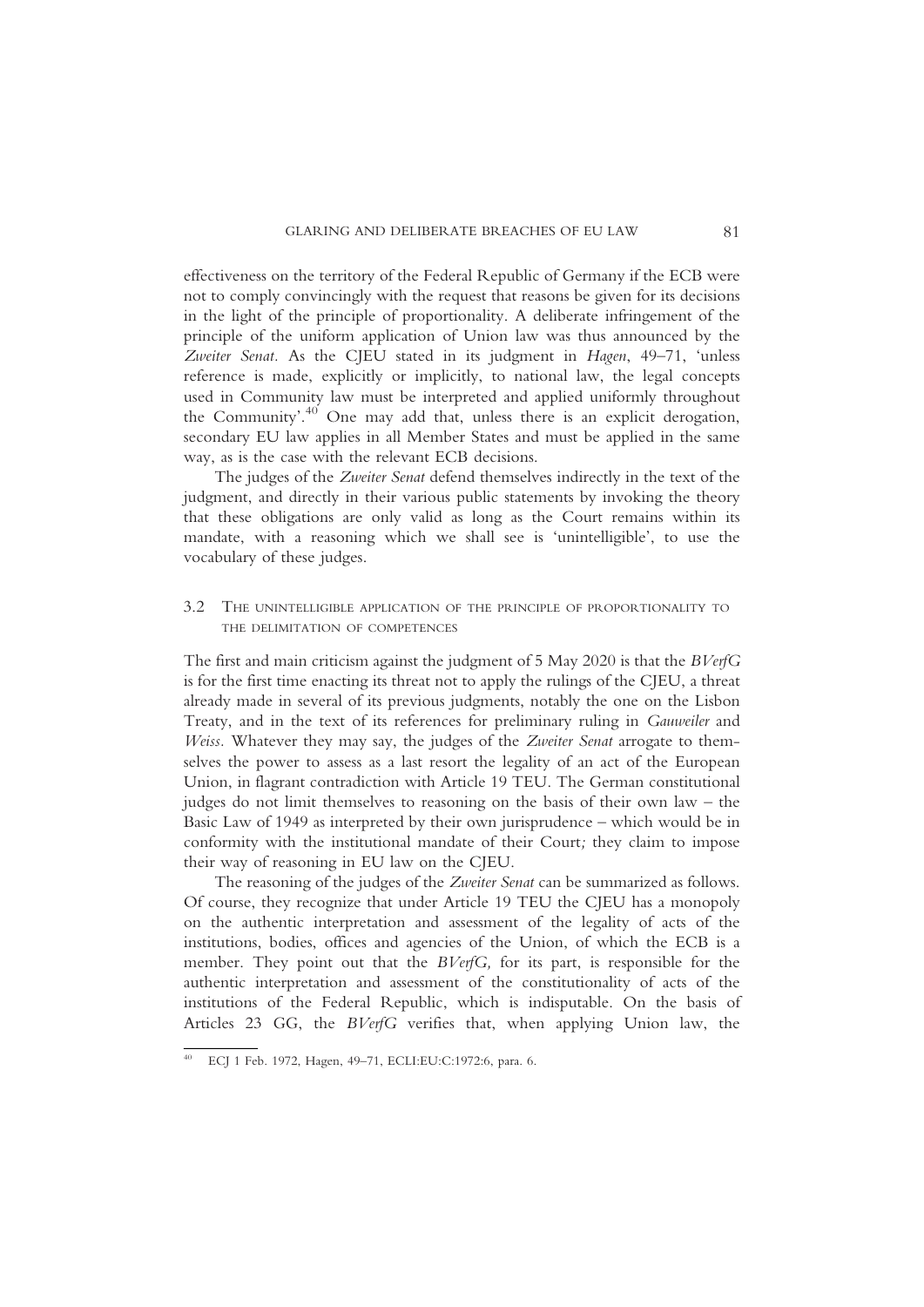effectiveness on the territory of the Federal Republic of Germany if the ECB were not to comply convincingly with the request that reasons be given for its decisions in the light of the principle of proportionality. A deliberate infringement of the principle of the uniform application of Union law was thus announced by the *Zweiter Senat*. As the CJEU stated in its judgment in *Hagen*, 49–71, 'unless reference is made, explicitly or implicitly, to national law, the legal concepts used in Community law must be interpreted and applied uniformly throughout the Community'.[40] One may add that, unless there is an explicit derogation, secondary EU law applies in all Member States and must be applied in the same way, as is the case with the relevant ECB decisions.

The judges of the *Zweiter Senat* defend themselves indirectly in the text of the judgment, and directly in their various public statements by invoking the theory that these obligations are only valid as long as the Court remains within its mandate, with a reasoning which we shall see is 'unintelligible', to use the vocabulary of these judges.

### 3.2 The unintelligible application of the principle of proportionality to the delimitation of competences

The first and main criticism against the judgment of 5 May 2020 is that the *BVerfG* is for the first time enacting its threat not to apply the rulings of the CJEU, a threat already made in several of its previous judgments, notably the one on the Lisbon Treaty, and in the text of its references for preliminary ruling in *Gauweiler* and *Weiss*. Whatever they may say, the judges of the *Zweiter Senat* arrogate to themselves the power to assess as a last resort the legality of an act of the European Union, in flagrant contradiction with Article 19 TEU. The German constitutional judges do not limit themselves to reasoning on the basis of their own law – the Basic Law of 1949 as interpreted by their own jurisprudence – which would be in conformity with the institutional mandate of their Court; they claim to impose their way of reasoning in EU law on the CJEU.

The reasoning of the judges of the *Zweiter Senat* can be summarized as follows. Of course, they recognize that under Article 19 TEU the CJEU has a monopoly on the authentic interpretation and assessment of the legality of acts of the institutions, bodies, offices and agencies of the Union, of which the ECB is a member. They point out that the *BVerfG,* for its part, is responsible for the authentic interpretation and assessment of the constitutionality of acts of the institutions of the Federal Republic, which is indisputable. On the basis of Articles 23 GG, the *BVerfG* verifies that, when applying Union law, the

---

[40] ECJ 1 Feb. 1972, Hagen, 49–71, ECLI:EU:C:1972:6, para. 6.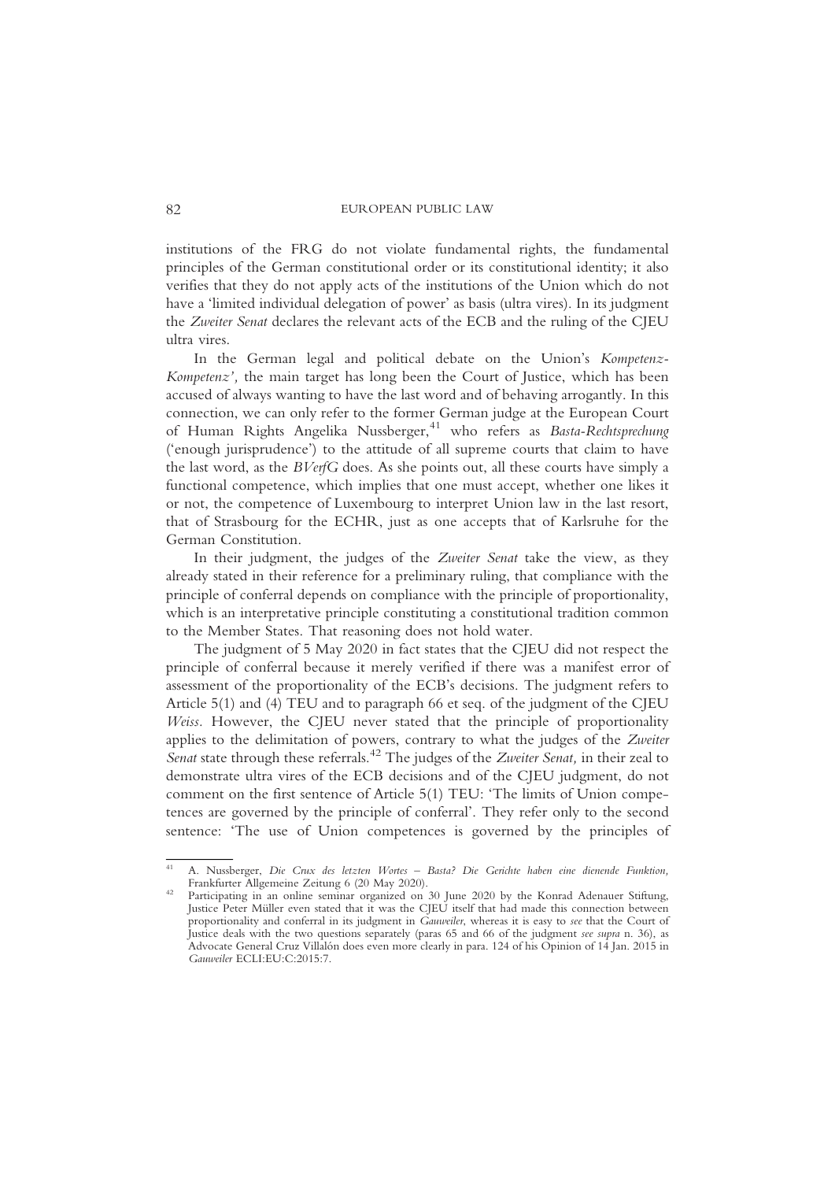institutions of the FRG do not violate fundamental rights, the fundamental principles of the German constitutional order or its constitutional identity; it also verifies that they do not apply acts of the institutions of the Union which do not have a 'limited individual delegation of power' as basis (ultra vires). In its judgment the *Zweiter Senat* declares the relevant acts of the ECB and the ruling of the CJEU ultra vires.

In the German legal and political debate on the Union's *Kompetenz-Kompetenz',* the main target has long been the Court of Justice, which has been accused of always wanting to have the last word and of behaving arrogantly. In this connection, we can only refer to the former German judge at the European Court of Human Rights Angelika Nussberger,[41] who refers as *Basta-Rechtsprechung* ('enough jurisprudence') to the attitude of all supreme courts that claim to have the last word, as the *BVerfG* does. As she points out, all these courts have simply a functional competence, which implies that one must accept, whether one likes it or not, the competence of Luxembourg to interpret Union law in the last resort, that of Strasbourg for the ECHR, just as one accepts that of Karlsruhe for the German Constitution.

In their judgment, the judges of the *Zweiter Senat* take the view, as they already stated in their reference for a preliminary ruling, that compliance with the principle of conferral depends on compliance with the principle of proportionality, which is an interpretative principle constituting a constitutional tradition common to the Member States. That reasoning does not hold water.

The judgment of 5 May 2020 in fact states that the CJEU did not respect the principle of conferral because it merely verified if there was a manifest error of assessment of the proportionality of the ECB's decisions. The judgment refers to Article 5(1) and (4) TEU and to paragraph 66 et seq. of the judgment of the CJEU *Weiss*. However, the CJEU never stated that the principle of proportionality applies to the delimitation of powers, contrary to what the judges of the *Zweiter Senat* state through these referrals.[42] The judges of the *Zweiter Senat,* in their zeal to demonstrate ultra vires of the ECB decisions and of the CJEU judgment, do not comment on the first sentence of Article 5(1) TEU: 'The limits of Union competences are governed by the principle of conferral'. They refer only to the second sentence: 'The use of Union competences is governed by the principles of

---

[41] A. Nussberger, *Die Crux des letzten Wortes – Basta? Die Gerichte haben eine dienende Funktion,* Frankfurter Allgemeine Zeitung 6 (20 May 2020).

[42] Participating in an online seminar organized on 30 June 2020 by the Konrad Adenauer Stiftung, Justice Peter Müller even stated that it was the CJEU itself that had made this connection between proportionality and conferral in its judgment in *Gauweiler*, whereas it is easy to *see* that the Court of Justice deals with the two questions separately (paras 65 and 66 of the judgment *see supra* n. 36), as Advocate General Cruz Villalón does even more clearly in para. 124 of his Opinion of 14 Jan. 2015 in *Gauweiler* ECLI:EU:C:2015:7.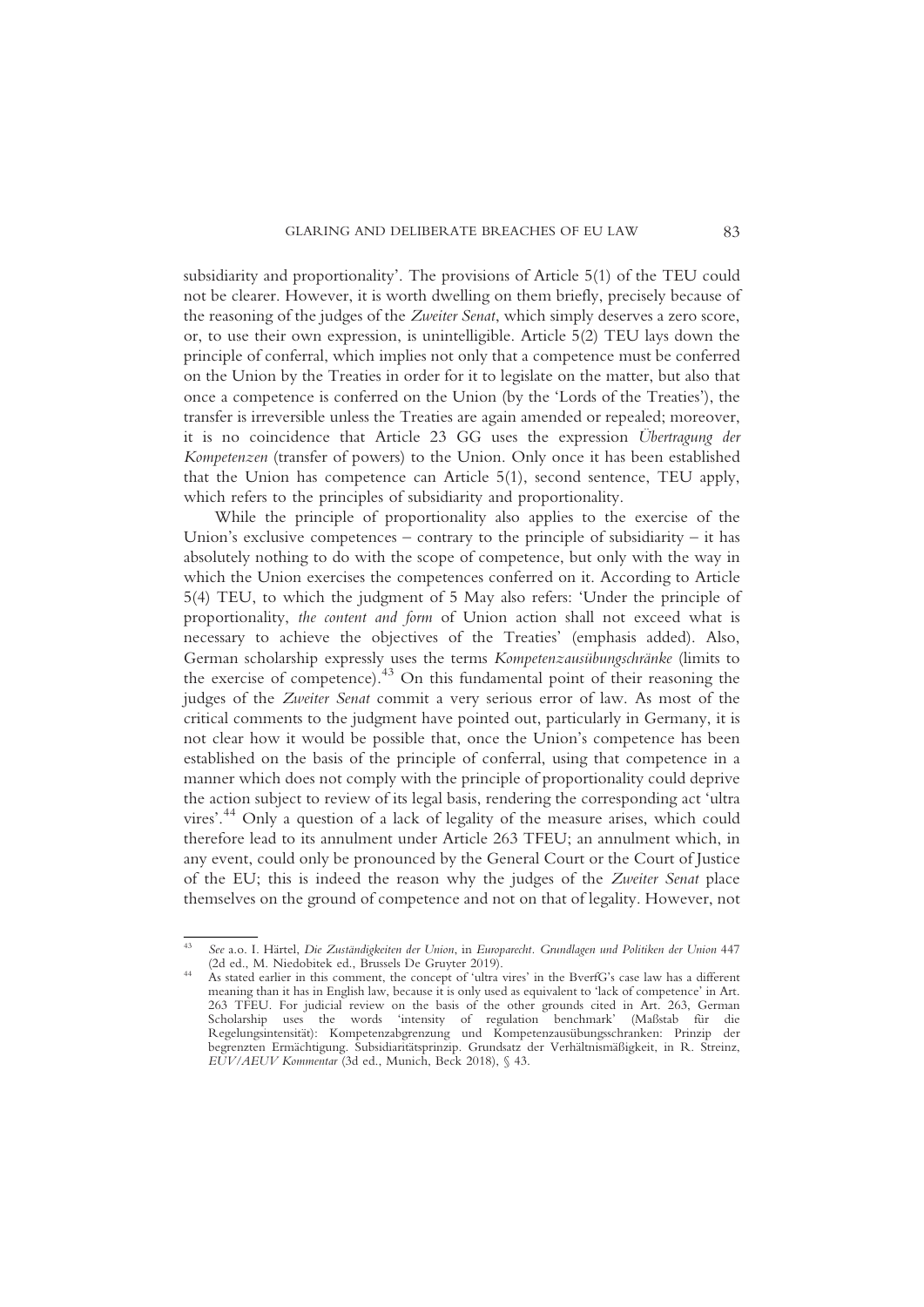subsidiarity and proportionality'. The provisions of Article 5(1) of the TEU could not be clearer. However, it is worth dwelling on them briefly, precisely because of the reasoning of the judges of the *Zweiter Senat*, which simply deserves a zero score, or, to use their own expression, is unintelligible. Article 5(2) TEU lays down the principle of conferral, which implies not only that a competence must be conferred on the Union by the Treaties in order for it to legislate on the matter, but also that once a competence is conferred on the Union (by the 'Lords of the Treaties'), the transfer is irreversible unless the Treaties are again amended or repealed; moreover, it is no coincidence that Article 23 GG uses the expression *Übertragung der Kompetenzen* (transfer of powers) to the Union. Only once it has been established that the Union has competence can Article 5(1), second sentence, TEU apply, which refers to the principles of subsidiarity and proportionality.

While the principle of proportionality also applies to the exercise of the Union's exclusive competences – contrary to the principle of subsidiarity – it has absolutely nothing to do with the scope of competence, but only with the way in which the Union exercises the competences conferred on it. According to Article 5(4) TEU, to which the judgment of 5 May also refers: 'Under the principle of proportionality, *the content and form* of Union action shall not exceed what is necessary to achieve the objectives of the Treaties' (emphasis added). Also, German scholarship expressly uses the terms *Kompetenzausübungschränke* (limits to the exercise of competence).[43] On this fundamental point of their reasoning the judges of the *Zweiter Senat* commit a very serious error of law. As most of the critical comments to the judgment have pointed out, particularly in Germany, it is not clear how it would be possible that, once the Union's competence has been established on the basis of the principle of conferral, using that competence in a manner which does not comply with the principle of proportionality could deprive the action subject to review of its legal basis, rendering the corresponding act 'ultra vires'.[44] Only a question of a lack of legality of the measure arises, which could therefore lead to its annulment under Article 263 TFEU; an annulment which, in any event, could only be pronounced by the General Court or the Court of Justice of the EU; this is indeed the reason why the judges of the *Zweiter Senat* place themselves on the ground of competence and not on that of legality. However, not

---

[43] *See* a.o. I. Härtel, *Die Zuständigkeiten der Union*, in *Europarecht. Grundlagen und Politiken der Union* 447 (2d ed., M. Niedobitek ed., Brussels De Gruyter 2019).

[44] As stated earlier in this comment, the concept of 'ultra vires' in the BverfG's case law has a different meaning than it has in English law, because it is only used as equivalent to 'lack of competence' in Art. 263 TFEU. For judicial review on the basis of the other grounds cited in Art. 263, German Scholarship uses the words 'intensity of regulation benchmark' (Maßstab für die Regelungsintensität): Kompetenzabgrenzung und Kompetenzausübungsschranken: Prinzip der begrenzten Ermächtigung. Subsidiaritätsprinzip. Grundsatz der Verhältnismäßigkeit, in R. Streinz, *EUV/AEUV Kommentar* (3d ed., Munich, Beck 2018), § 43.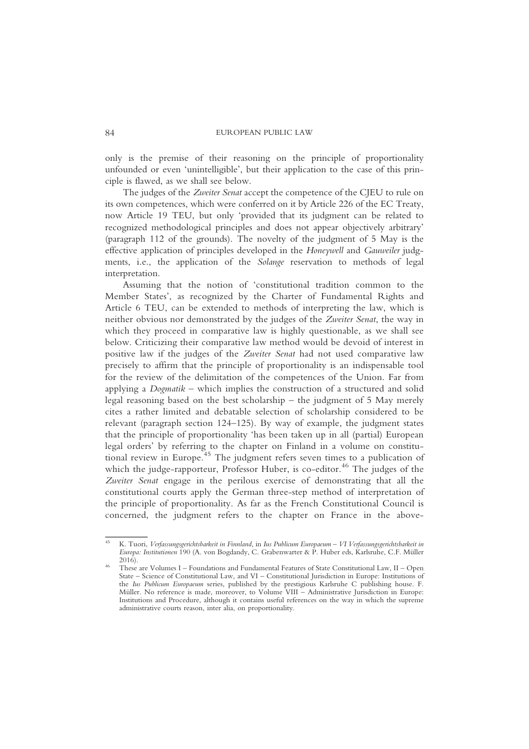only is the premise of their reasoning on the principle of proportionality unfounded or even 'unintelligible', but their application to the case of this principle is flawed, as we shall see below.

The judges of the *Zweiter Senat* accept the competence of the CJEU to rule on its own competences, which were conferred on it by Article 226 of the EC Treaty, now Article 19 TEU, but only 'provided that its judgment can be related to recognized methodological principles and does not appear objectively arbitrary' (paragraph 112 of the grounds). The novelty of the judgment of 5 May is the effective application of principles developed in the *Honeywell* and *Gauweiler* judgments, i.e., the application of the *Solange* reservation to methods of legal interpretation.

Assuming that the notion of 'constitutional tradition common to the Member States', as recognized by the Charter of Fundamental Rights and Article 6 TEU, can be extended to methods of interpreting the law, which is neither obvious nor demonstrated by the judges of the *Zweiter Senat*, the way in which they proceed in comparative law is highly questionable, as we shall see below. Criticizing their comparative law method would be devoid of interest in positive law if the judges of the *Zweiter Senat* had not used comparative law precisely to affirm that the principle of proportionality is an indispensable tool for the review of the delimitation of the competences of the Union. Far from applying a *Dogmatik* – which implies the construction of a structured and solid legal reasoning based on the best scholarship – the judgment of 5 May merely cites a rather limited and debatable selection of scholarship considered to be relevant (paragraph section 124–125). By way of example, the judgment states that the principle of proportionality 'has been taken up in all (partial) European legal orders' by referring to the chapter on Finland in a volume on constitutional review in Europe.[45] The judgment refers seven times to a publication of which the judge-rapporteur, Professor Huber, is co-editor.[46] The judges of the *Zweiter Senat* engage in the perilous exercise of demonstrating that all the constitutional courts apply the German three-step method of interpretation of the principle of proportionality. As far as the French Constitutional Council is concerned, the judgment refers to the chapter on France in the above-

---

[45] K. Tuori, *Verfassungsgerichtsbarkeit in Finnland*, in *Ius Publicum Europaeum – VI Verfassungsgerichtsbarkeit in Europa: Institutionen* 190 (A. von Bogdandy, C. Grabenwarter & P. Huber eds, Karlsruhe, C.F. Müller 2016).

[46] These are Volumes I – Foundations and Fundamental Features of State Constitutional Law, II – Open State – Science of Constitutional Law, and VI – Constitutional Jurisdiction in Europe: Institutions of the *Ius Publicum Europaeum* series, published by the prestigious Karlsruhe C publishing house. F. Müller. No reference is made, moreover, to Volume VIII – Administrative Jurisdiction in Europe: Institutions and Procedure, although it contains useful references on the way in which the supreme administrative courts reason, inter alia, on proportionality.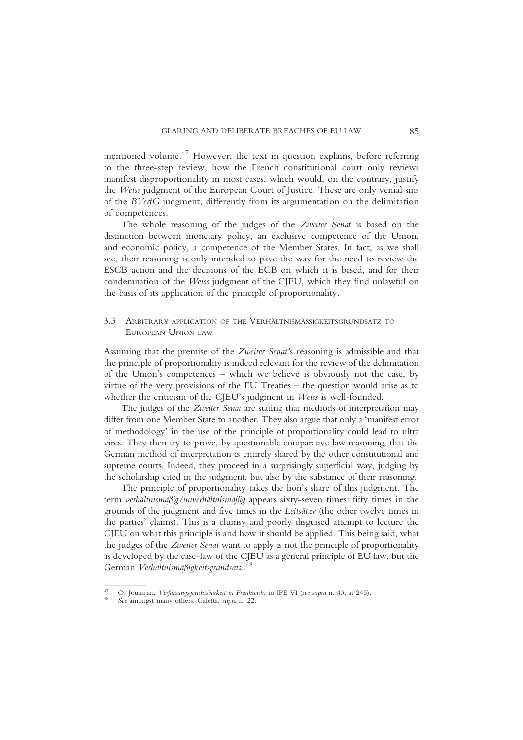mentioned volume.[47] However, the text in question explains, before referring to the three-step review, how the French constitutional court only reviews manifest disproportionality in most cases, which would, on the contrary, justify the *Weiss* judgment of the European Court of Justice. These are only venial sins of the *BVerfG* judgment, differently from its argumentation on the delimitation of competences.

The whole reasoning of the judges of the *Zweiter Senat* is based on the distinction between monetary policy, an exclusive competence of the Union, and economic policy, a competence of the Member States. In fact, as we shall see, their reasoning is only intended to pave the way for the need to review the ESCB action and the decisions of the ECB on which it is based, and for their condemnation of the *Weiss* judgment of the CJEU, which they find unlawful on the basis of its application of the principle of proportionality.

### 3.3 Arbitrary application of the Verhältnismässigkeitsgrundsatz to European Union law

Assuming that the premise of the *Zweiter Senat*'s reasoning is admissible and that the principle of proportionality is indeed relevant for the review of the delimitation of the Union's competences – which we believe is obviously not the case, by virtue of the very provisions of the EU Treaties – the question would arise as to whether the criticism of the CJEU's judgment in *Weiss* is well-founded.

The judges of the *Zweiter Senat* are stating that methods of interpretation may differ from one Member State to another. They also argue that only a 'manifest error of methodology' in the use of the principle of proportionality could lead to ultra vires. They then try to prove, by questionable comparative law reasoning, that the German method of interpretation is entirely shared by the other constitutional and supreme courts. Indeed, they proceed in a surprisingly superficial way, judging by the scholarship cited in the judgment, but also by the substance of their reasoning.

The principle of proportionality takes the lion's share of this judgment. The term *verhältnismäßig/unverhältnismäßig* appears sixty-seven times: fifty times in the grounds of the judgment and five times in the *Leitsätze* (the other twelve times in the parties' claims). This is a clumsy and poorly disguised attempt to lecture the CJEU on what this principle is and how it should be applied. This being said, what the judges of the *Zweiter Senat* want to apply is not the principle of proportionality as developed by the case-law of the CJEU as a general principle of EU law, but the German *Verhältnismäßigkeitsgrundsatz*.[48]

---

[47] O. Jouanjan, *Verfassungsgerichtsbarkeit in Frankreich*, in IPE VI (*see supra* n. 43, at 245).

[48] *See* amongst many others: Galetta, *supra* n. 22.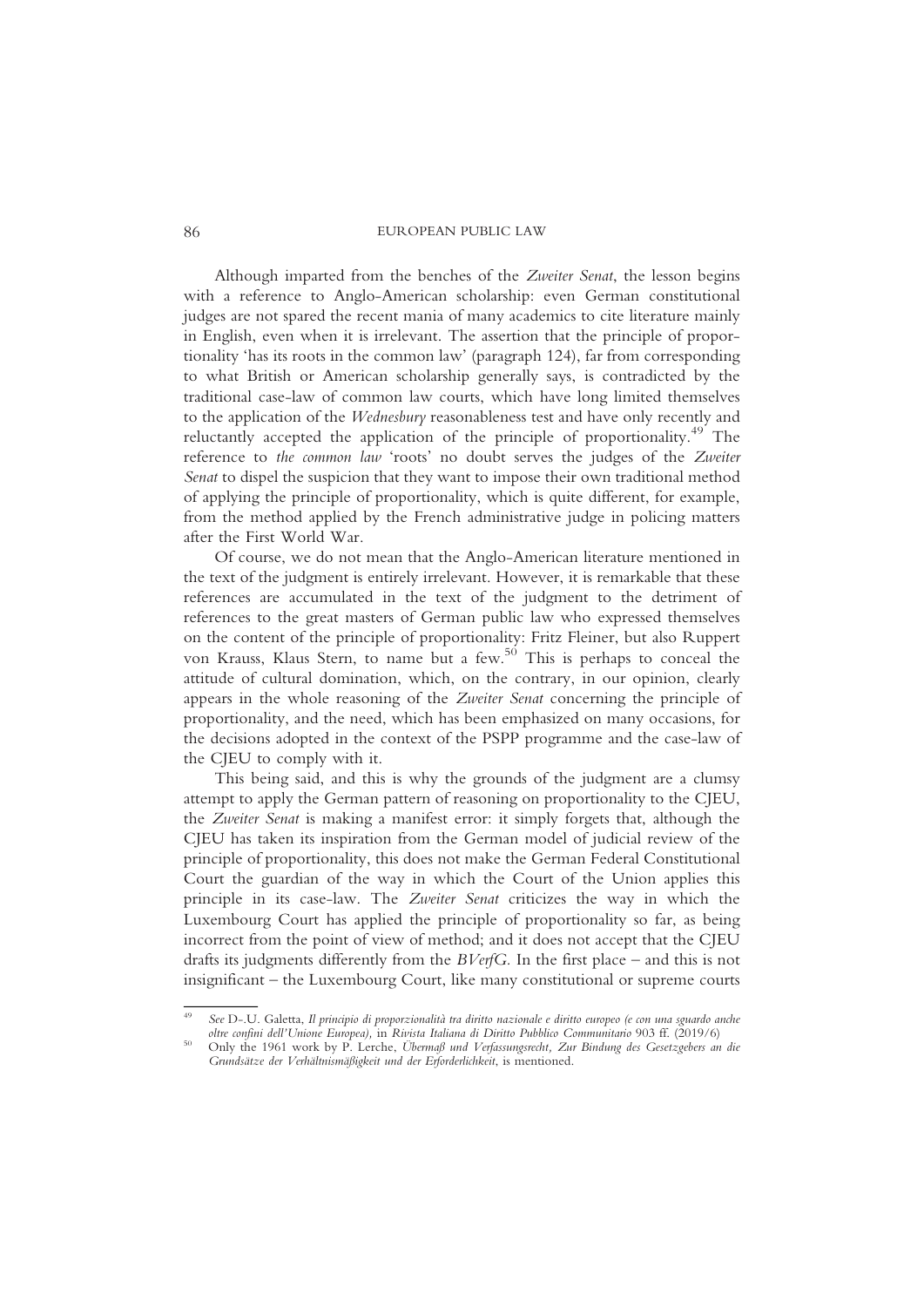Although imparted from the benches of the *Zweiter Senat*, the lesson begins with a reference to Anglo-American scholarship: even German constitutional judges are not spared the recent mania of many academics to cite literature mainly in English, even when it is irrelevant. The assertion that the principle of proportionality 'has its roots in the common law' (paragraph 124), far from corresponding to what British or American scholarship generally says, is contradicted by the traditional case-law of common law courts, which have long limited themselves to the application of the *Wednesbury* reasonableness test and have only recently and reluctantly accepted the application of the principle of proportionality.[49] The reference to *the common law* 'roots' no doubt serves the judges of the *Zweiter Senat* to dispel the suspicion that they want to impose their own traditional method of applying the principle of proportionality, which is quite different, for example, from the method applied by the French administrative judge in policing matters after the First World War.

Of course, we do not mean that the Anglo-American literature mentioned in the text of the judgment is entirely irrelevant. However, it is remarkable that these references are accumulated in the text of the judgment to the detriment of references to the great masters of German public law who expressed themselves on the content of the principle of proportionality: Fritz Fleiner, but also Ruppert von Krauss, Klaus Stern, to name but a few.[50] This is perhaps to conceal the attitude of cultural domination, which, on the contrary, in our opinion, clearly appears in the whole reasoning of the *Zweiter Senat* concerning the principle of proportionality, and the need, which has been emphasized on many occasions, for the decisions adopted in the context of the PSPP programme and the case-law of the CJEU to comply with it.

This being said, and this is why the grounds of the judgment are a clumsy attempt to apply the German pattern of reasoning on proportionality to the CJEU, the *Zweiter Senat* is making a manifest error: it simply forgets that, although the CJEU has taken its inspiration from the German model of judicial review of the principle of proportionality, this does not make the German Federal Constitutional Court the guardian of the way in which the Court of the Union applies this principle in its case-law. The *Zweiter Senat* criticizes the way in which the Luxembourg Court has applied the principle of proportionality so far, as being incorrect from the point of view of method; and it does not accept that the CJEU drafts its judgments differently from the *BVerfG*. In the first place – and this is not insignificant – the Luxembourg Court, like many constitutional or supreme courts

---

[49] *See* D-.U. Galetta, *Il principio di proporzionalità tra diritto nazionale e diritto europeo (e con una sguardo anche oltre confini dell'Unione Europea)*, in *Rivista Italiana di Diritto Pubblico Communitario* 903 ff. (2019/6)

[50] Only the 1961 work by P. Lerche, *Übermaß und Verfassungsrecht, Zur Bindung des Gesetzgebers an die Grundsätze der Verhältnismäßigkeit und der Erforderlichkeit*, is mentioned.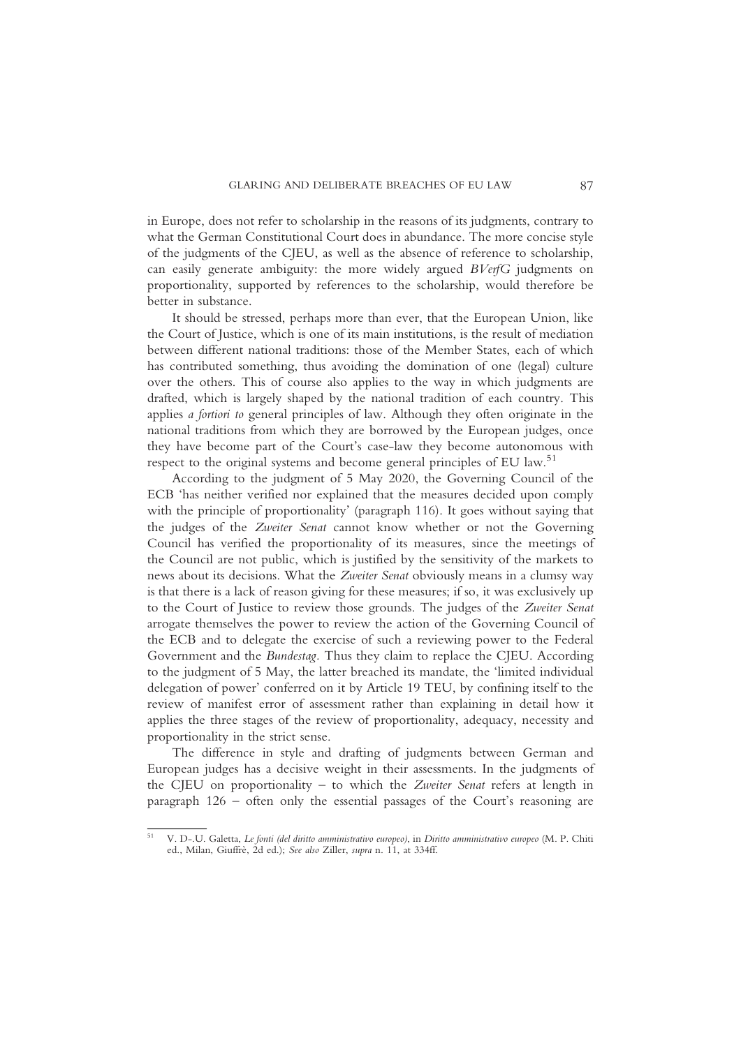in Europe, does not refer to scholarship in the reasons of its judgments, contrary to what the German Constitutional Court does in abundance. The more concise style of the judgments of the CJEU, as well as the absence of reference to scholarship, can easily generate ambiguity: the more widely argued *BVerfG* judgments on proportionality, supported by references to the scholarship, would therefore be better in substance.

It should be stressed, perhaps more than ever, that the European Union, like the Court of Justice, which is one of its main institutions, is the result of mediation between different national traditions: those of the Member States, each of which has contributed something, thus avoiding the domination of one (legal) culture over the others. This of course also applies to the way in which judgments are drafted, which is largely shaped by the national tradition of each country. This applies *a fortiori to* general principles of law. Although they often originate in the national traditions from which they are borrowed by the European judges, once they have become part of the Court's case-law they become autonomous with respect to the original systems and become general principles of EU law.[51]

According to the judgment of 5 May 2020, the Governing Council of the ECB 'has neither verified nor explained that the measures decided upon comply with the principle of proportionality' (paragraph 116). It goes without saying that the judges of the *Zweiter Senat* cannot know whether or not the Governing Council has verified the proportionality of its measures, since the meetings of the Council are not public, which is justified by the sensitivity of the markets to news about its decisions. What the *Zweiter Senat* obviously means in a clumsy way is that there is a lack of reason giving for these measures; if so, it was exclusively up to the Court of Justice to review those grounds. The judges of the *Zweiter Senat* arrogate themselves the power to review the action of the Governing Council of the ECB and to delegate the exercise of such a reviewing power to the Federal Government and the *Bundestag.* Thus they claim to replace the CJEU. According to the judgment of 5 May, the latter breached its mandate, the 'limited individual delegation of power' conferred on it by Article 19 TEU, by confining itself to the review of manifest error of assessment rather than explaining in detail how it applies the three stages of the review of proportionality, adequacy, necessity and proportionality in the strict sense.

The difference in style and drafting of judgments between German and European judges has a decisive weight in their assessments. In the judgments of the CJEU on proportionality – to which the *Zweiter Senat* refers at length in paragraph 126 – often only the essential passages of the Court's reasoning are

---

[51] V. D.-U. Galetta, *Le fonti (del diritto amministrativo europeo)*, in *Diritto amministrativo europeo* (M. P. Chiti ed., Milan, Giuffrè, 2d ed.); *See also* Ziller, *supra* n. 11, at 334ff.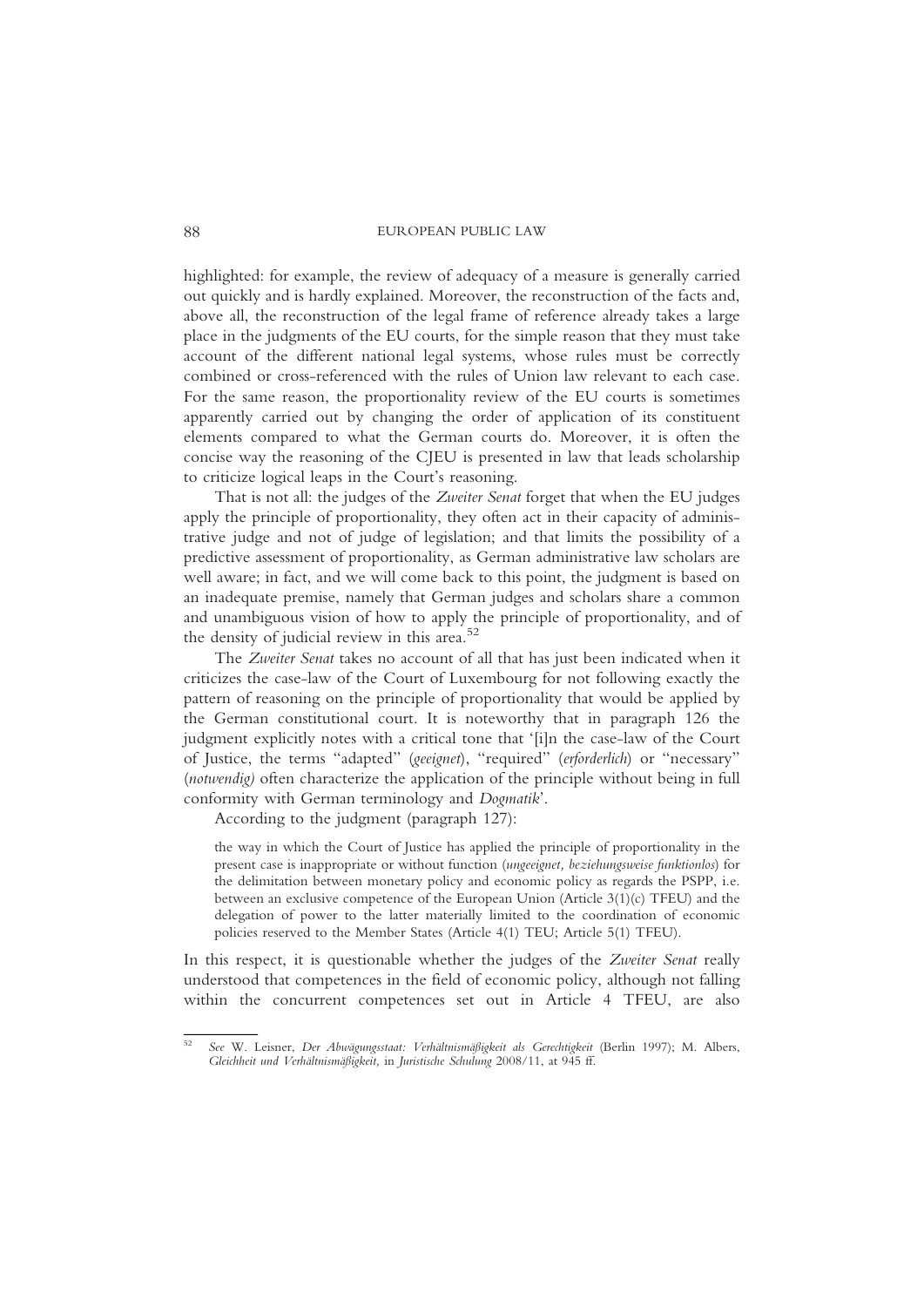highlighted: for example, the review of adequacy of a measure is generally carried out quickly and is hardly explained. Moreover, the reconstruction of the facts and, above all, the reconstruction of the legal frame of reference already takes a large place in the judgments of the EU courts, for the simple reason that they must take account of the different national legal systems, whose rules must be correctly combined or cross-referenced with the rules of Union law relevant to each case. For the same reason, the proportionality review of the EU courts is sometimes apparently carried out by changing the order of application of its constituent elements compared to what the German courts do. Moreover, it is often the concise way the reasoning of the CJEU is presented in law that leads scholarship to criticize logical leaps in the Court's reasoning.

That is not all: the judges of the *Zweiter Senat* forget that when the EU judges apply the principle of proportionality, they often act in their capacity of administrative judge and not of judge of legislation; and that limits the possibility of a predictive assessment of proportionality, as German administrative law scholars are well aware; in fact, and we will come back to this point, the judgment is based on an inadequate premise, namely that German judges and scholars share a common and unambiguous vision of how to apply the principle of proportionality, and of the density of judicial review in this area.[52]

The *Zweiter Senat* takes no account of all that has just been indicated when it criticizes the case-law of the Court of Luxembourg for not following exactly the pattern of reasoning on the principle of proportionality that would be applied by the German constitutional court. It is noteworthy that in paragraph 126 the judgment explicitly notes with a critical tone that '[i]n the case-law of the Court of Justice, the terms "adapted" (*geeignet*), "required" (*erforderlich*) or "necessary" (*notwendig)* often characterize the application of the principle without being in full conformity with German terminology and *Dogmatik*'.

According to the judgment (paragraph 127):

> the way in which the Court of Justice has applied the principle of proportionality in the present case is inappropriate or without function (*ungeeignet, beziehungsweise funktionlos*) for the delimitation between monetary policy and economic policy as regards the PSPP, i.e. between an exclusive competence of the European Union (Article 3(1)(c) TFEU) and the delegation of power to the latter materially limited to the coordination of economic policies reserved to the Member States (Article 4(1) TEU; Article 5(1) TFEU).

In this respect, it is questionable whether the judges of the *Zweiter Senat* really understood that competences in the field of economic policy, although not falling within the concurrent competences set out in Article 4 TFEU, are also

---

[52] *See* W. Leisner, *Der Abwägungsstaat: Verhältnismäßigkeit als Gerechtigkeit* (Berlin 1997); M. Albers, *Gleichheit und Verhältnismäßigkeit*, in *Juristische Schulung* 2008/11, at 945 ff.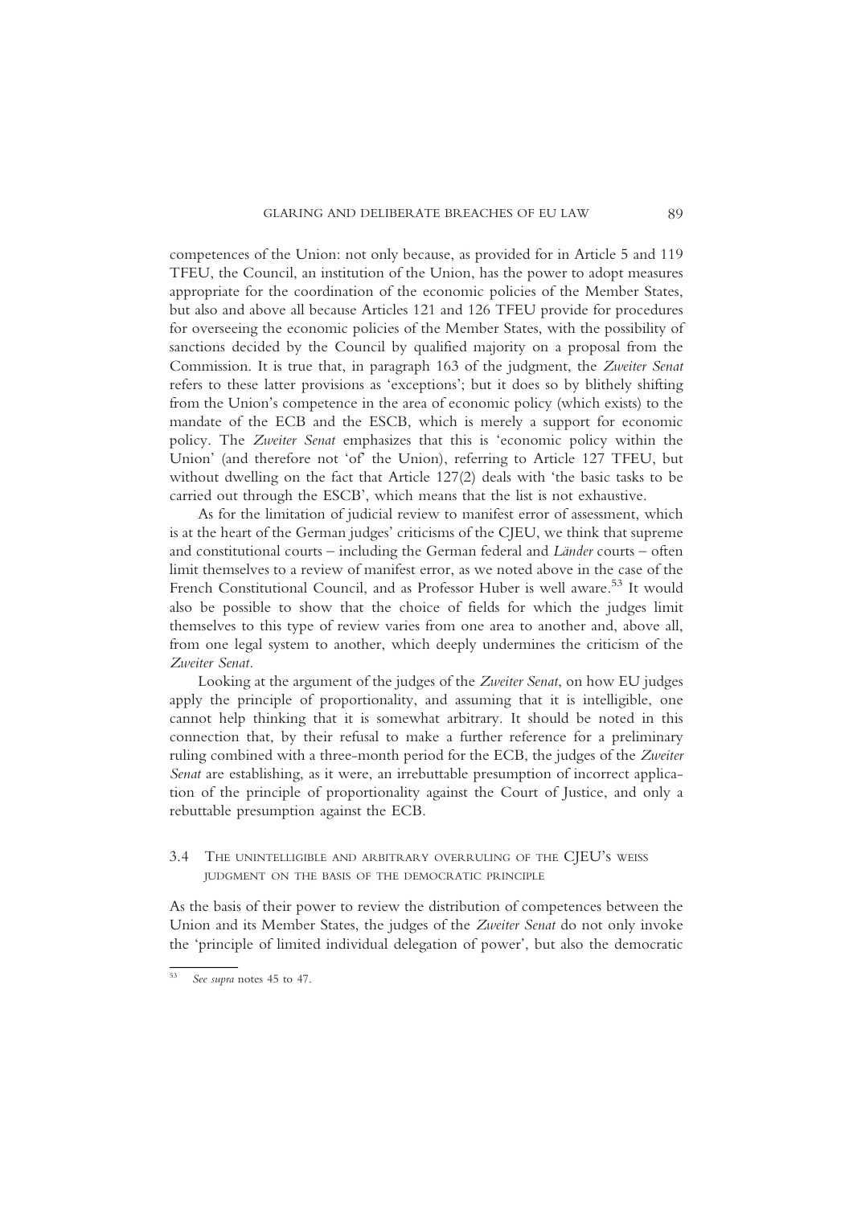competences of the Union: not only because, as provided for in Article 5 and 119 TFEU, the Council, an institution of the Union, has the power to adopt measures appropriate for the coordination of the economic policies of the Member States, but also and above all because Articles 121 and 126 TFEU provide for procedures for overseeing the economic policies of the Member States, with the possibility of sanctions decided by the Council by qualified majority on a proposal from the Commission. It is true that, in paragraph 163 of the judgment, the *Zweiter Senat* refers to these latter provisions as 'exceptions'; but it does so by blithely shifting from the Union's competence in the area of economic policy (which exists) to the mandate of the ECB and the ESCB, which is merely a support for economic policy. The *Zweiter Senat* emphasizes that this is 'economic policy within the Union' (and therefore not 'of' the Union), referring to Article 127 TFEU, but without dwelling on the fact that Article 127(2) deals with 'the basic tasks to be carried out through the ESCB', which means that the list is not exhaustive.

As for the limitation of judicial review to manifest error of assessment, which is at the heart of the German judges' criticisms of the CJEU, we think that supreme and constitutional courts – including the German federal and *Länder* courts – often limit themselves to a review of manifest error, as we noted above in the case of the French Constitutional Council, and as Professor Huber is well aware.[53] It would also be possible to show that the choice of fields for which the judges limit themselves to this type of review varies from one area to another and, above all, from one legal system to another, which deeply undermines the criticism of the *Zweiter Senat*.

Looking at the argument of the judges of the *Zweiter Senat*, on how EU judges apply the principle of proportionality, and assuming that it is intelligible, one cannot help thinking that it is somewhat arbitrary. It should be noted in this connection that, by their refusal to make a further reference for a preliminary ruling combined with a three-month period for the ECB, the judges of the *Zweiter Senat* are establishing, as it were, an irrebuttable presumption of incorrect application of the principle of proportionality against the Court of Justice, and only a rebuttable presumption against the ECB.

### 3.4 The unintelligible and arbitrary overruling of the CJEU's Weiss judgment on the basis of the democratic principle

As the basis of their power to review the distribution of competences between the Union and its Member States, the judges of the *Zweiter Senat* do not only invoke the 'principle of limited individual delegation of power', but also the democratic

[53] *See supra* notes 45 to 47.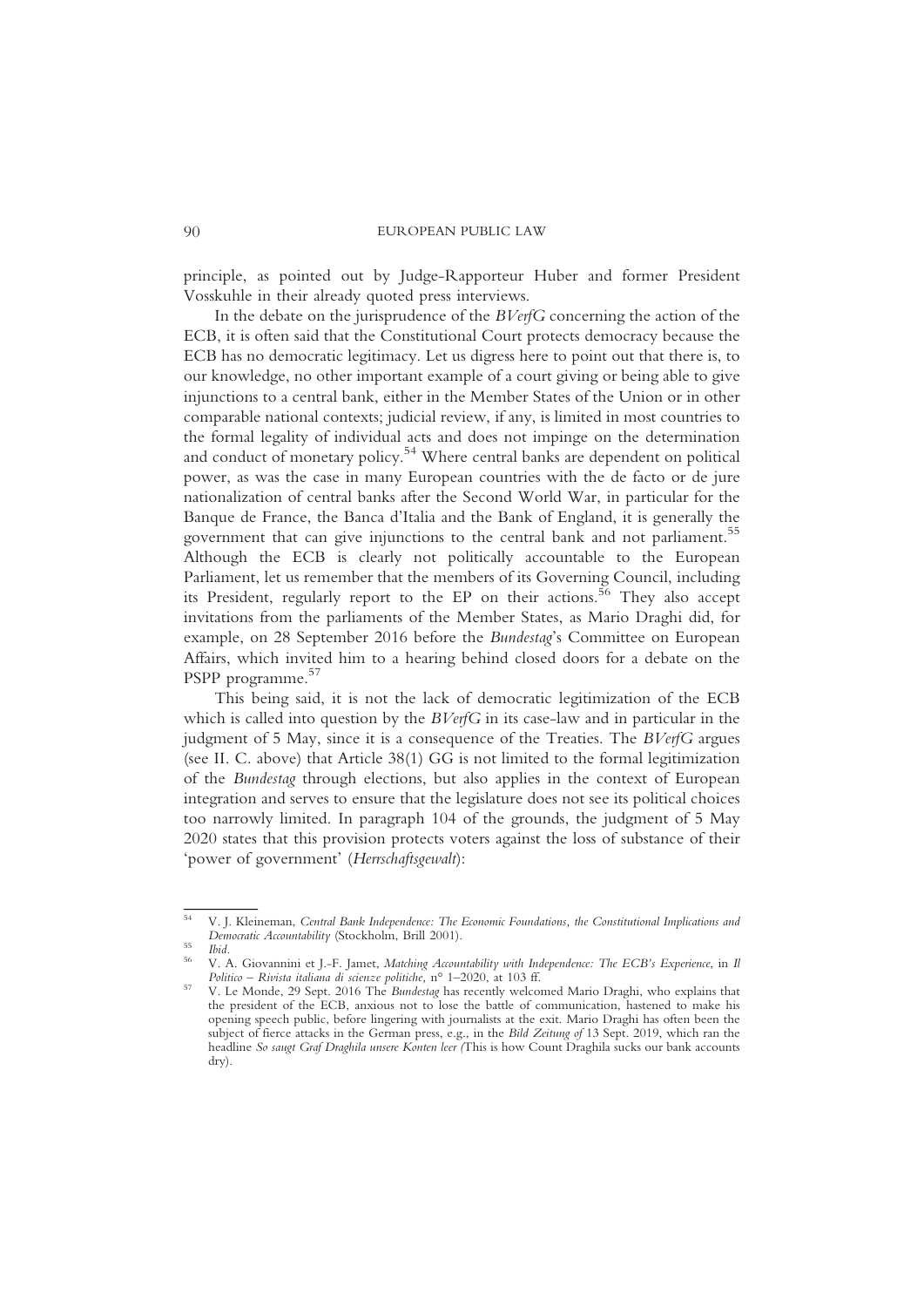principle, as pointed out by Judge-Rapporteur Huber and former President Vosskuhle in their already quoted press interviews.

In the debate on the jurisprudence of the *BVerfG* concerning the action of the ECB, it is often said that the Constitutional Court protects democracy because the ECB has no democratic legitimacy. Let us digress here to point out that there is, to our knowledge, no other important example of a court giving or being able to give injunctions to a central bank, either in the Member States of the Union or in other comparable national contexts; judicial review, if any, is limited in most countries to the formal legality of individual acts and does not impinge on the determination and conduct of monetary policy.[54] Where central banks are dependent on political power, as was the case in many European countries with the de facto or de jure nationalization of central banks after the Second World War, in particular for the Banque de France, the Banca d'Italia and the Bank of England, it is generally the government that can give injunctions to the central bank and not parliament.[55] Although the ECB is clearly not politically accountable to the European Parliament, let us remember that the members of its Governing Council, including its President, regularly report to the EP on their actions.[56] They also accept invitations from the parliaments of the Member States, as Mario Draghi did, for example, on 28 September 2016 before the *Bundestag*'s Committee on European Affairs, which invited him to a hearing behind closed doors for a debate on the PSPP programme.[57]

This being said, it is not the lack of democratic legitimization of the ECB which is called into question by the *BVerfG* in its case-law and in particular in the judgment of 5 May, since it is a consequence of the Treaties. The *BVerfG* argues (see II. C. above) that Article 38(1) GG is not limited to the formal legitimization of the *Bundestag* through elections, but also applies in the context of European integration and serves to ensure that the legislature does not see its political choices too narrowly limited. In paragraph 104 of the grounds, the judgment of 5 May 2020 states that this provision protects voters against the loss of substance of their 'power of government' (*Herrschaftsgewalt*):

---

[54] V. J. Kleineman, *Central Bank Independence: The Economic Foundations, the Constitutional Implications and Democratic Accountability* (Stockholm, Brill 2001).

[55] *Ibid*.

[56] V. A. Giovannini et J.-F. Jamet, *Matching Accountability with Independence: The ECB's Experience*, in *Il Politico – Rivista italiana di scienze politiche,* n° 1–2020, at 103 ff.

[57] V. Le Monde, 29 Sept. 2016 The *Bundestag* has recently welcomed Mario Draghi, who explains that the president of the ECB, anxious not to lose the battle of communication, hastened to make his opening speech public, before lingering with journalists at the exit. Mario Draghi has often been the subject of fierce attacks in the German press, e.g., in the *Bild Zeitung of* 13 Sept. 2019, which ran the headline *So saugt Graf Draghila unsere Konten leer (*This is how Count Draghila sucks our bank accounts dry).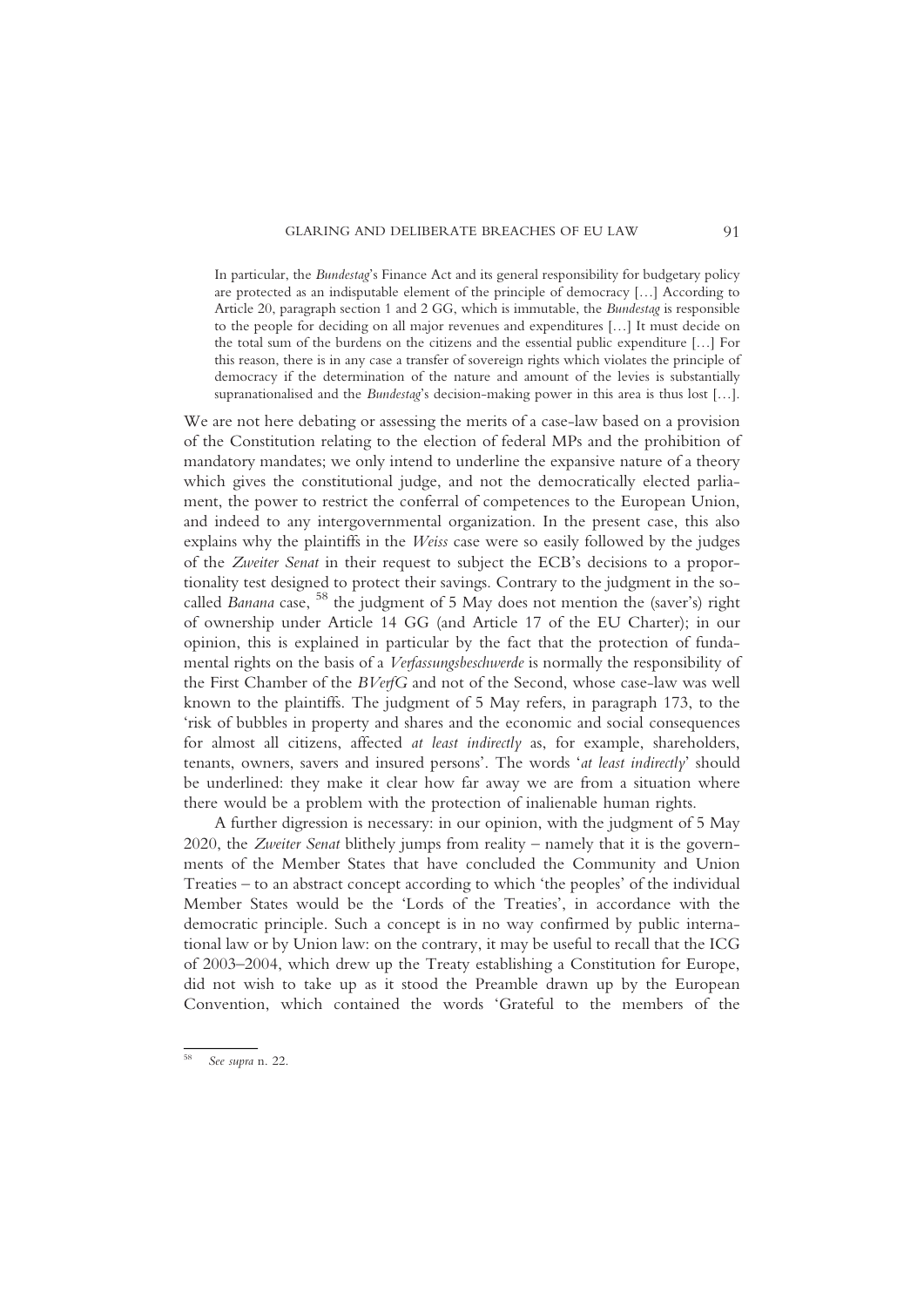> In particular, the *Bundestag*'s Finance Act and its general responsibility for budgetary policy are protected as an indisputable element of the principle of democracy […] According to Article 20, paragraph section 1 and 2 GG, which is immutable, the *Bundestag* is responsible to the people for deciding on all major revenues and expenditures […] It must decide on the total sum of the burdens on the citizens and the essential public expenditure […] For this reason, there is in any case a transfer of sovereign rights which violates the principle of democracy if the determination of the nature and amount of the levies is substantially supranationalised and the *Bundestag*'s decision-making power in this area is thus lost […].

We are not here debating or assessing the merits of a case-law based on a provision of the Constitution relating to the election of federal MPs and the prohibition of mandatory mandates; we only intend to underline the expansive nature of a theory which gives the constitutional judge, and not the democratically elected parliament, the power to restrict the conferral of competences to the European Union, and indeed to any intergovernmental organization. In the present case, this also explains why the plaintiffs in the *Weiss* case were so easily followed by the judges of the *Zweiter Senat* in their request to subject the ECB's decisions to a proportionality test designed to protect their savings. Contrary to the judgment in the so-called *Banana* case, [58] the judgment of 5 May does not mention the (saver's) right of ownership under Article 14 GG (and Article 17 of the EU Charter); in our opinion, this is explained in particular by the fact that the protection of fundamental rights on the basis of a *Verfassungsbeschwerde* is normally the responsibility of the First Chamber of the *BVerfG* and not of the Second, whose case-law was well known to the plaintiffs. The judgment of 5 May refers, in paragraph 173, to the 'risk of bubbles in property and shares and the economic and social consequences for almost all citizens, affected *at least indirectly* as, for example, shareholders, tenants, owners, savers and insured persons'. The words '*at least indirectly*' should be underlined: they make it clear how far away we are from a situation where there would be a problem with the protection of inalienable human rights.

A further digression is necessary: in our opinion, with the judgment of 5 May 2020, the *Zweiter Senat* blithely jumps from reality – namely that it is the governments of the Member States that have concluded the Community and Union Treaties – to an abstract concept according to which 'the peoples' of the individual Member States would be the 'Lords of the Treaties', in accordance with the democratic principle. Such a concept is in no way confirmed by public international law or by Union law: on the contrary, it may be useful to recall that the ICG of 2003–2004, which drew up the Treaty establishing a Constitution for Europe, did not wish to take up as it stood the Preamble drawn up by the European Convention, which contained the words 'Grateful to the members of the

---

[58] *See supra* n. 22.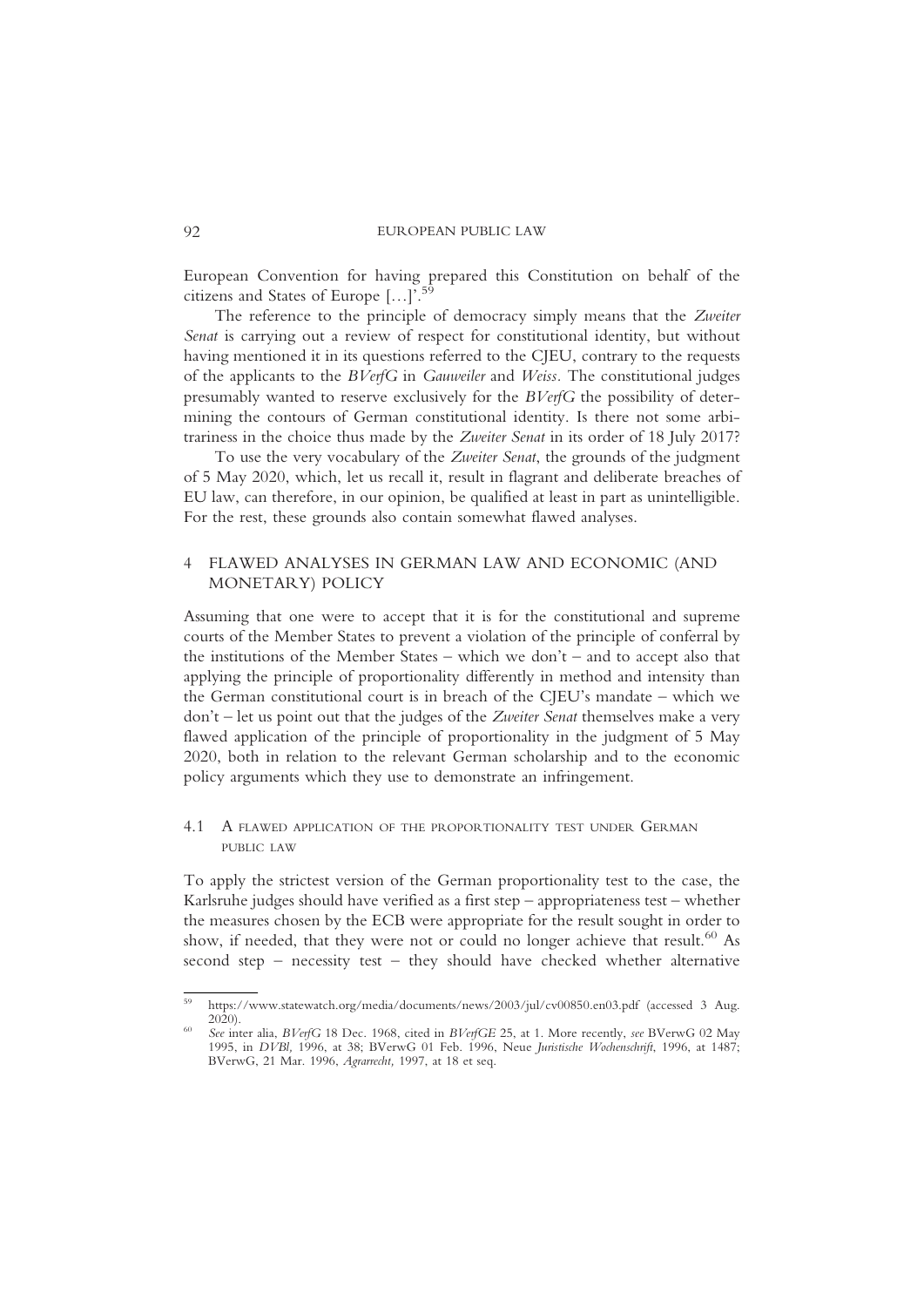European Convention for having prepared this Constitution on behalf of the citizens and States of Europe […]'.[59]

The reference to the principle of democracy simply means that the *Zweiter Senat* is carrying out a review of respect for constitutional identity, but without having mentioned it in its questions referred to the CJEU, contrary to the requests of the applicants to the *BVerfG* in *Gauweiler* and *Weiss*. The constitutional judges presumably wanted to reserve exclusively for the *BVerfG* the possibility of determining the contours of German constitutional identity. Is there not some arbitrariness in the choice thus made by the *Zweiter Senat* in its order of 18 July 2017?

To use the very vocabulary of the *Zweiter Senat*, the grounds of the judgment of 5 May 2020, which, let us recall it, result in flagrant and deliberate breaches of EU law, can therefore, in our opinion, be qualified at least in part as unintelligible. For the rest, these grounds also contain somewhat flawed analyses.

## 4 FLAWED ANALYSES IN GERMAN LAW AND ECONOMIC (AND MONETARY) POLICY

Assuming that one were to accept that it is for the constitutional and supreme courts of the Member States to prevent a violation of the principle of conferral by the institutions of the Member States – which we don't – and to accept also that applying the principle of proportionality differently in method and intensity than the German constitutional court is in breach of the CJEU's mandate – which we don't – let us point out that the judges of the *Zweiter Senat* themselves make a very flawed application of the principle of proportionality in the judgment of 5 May 2020, both in relation to the relevant German scholarship and to the economic policy arguments which they use to demonstrate an infringement.

### 4.1 A flawed application of the proportionality test under German public law

To apply the strictest version of the German proportionality test to the case, the Karlsruhe judges should have verified as a first step – appropriateness test – whether the measures chosen by the ECB were appropriate for the result sought in order to show, if needed, that they were not or could no longer achieve that result.[60] As second step – necessity test – they should have checked whether alternative

---

[59] https://www.statewatch.org/media/documents/news/2003/jul/cv00850.en03.pdf (accessed 3 Aug. 2020).

[60] *See* inter alia, *BVerfG* 18 Dec. 1968, cited in *BVerfGE* 25, at 1. More recently, *see* BVerwG 02 May 1995, in *DVBl*, 1996, at 38; BVerwG 01 Feb. 1996, Neue *Juristische Wochenschrift*, 1996, at 1487; BVerwG, 21 Mar. 1996, *Agrarrecht*, 1997, at 18 et seq.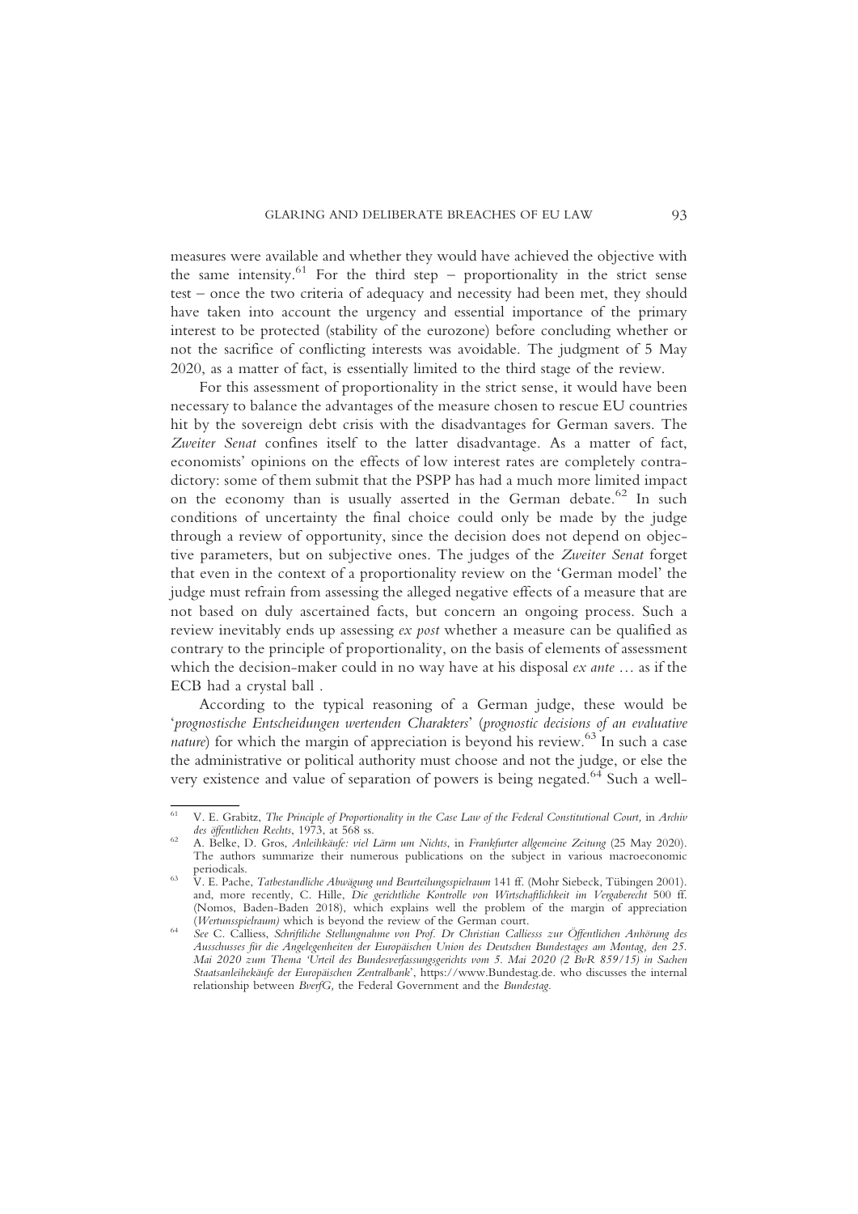measures were available and whether they would have achieved the objective with the same intensity.[61] For the third step – proportionality in the strict sense test – once the two criteria of adequacy and necessity had been met, they should have taken into account the urgency and essential importance of the primary interest to be protected (stability of the eurozone) before concluding whether or not the sacrifice of conflicting interests was avoidable. The judgment of 5 May 2020, as a matter of fact, is essentially limited to the third stage of the review.

For this assessment of proportionality in the strict sense, it would have been necessary to balance the advantages of the measure chosen to rescue EU countries hit by the sovereign debt crisis with the disadvantages for German savers. The *Zweiter Senat* confines itself to the latter disadvantage. As a matter of fact, economists' opinions on the effects of low interest rates are completely contradictory: some of them submit that the PSPP has had a much more limited impact on the economy than is usually asserted in the German debate.[62] In such conditions of uncertainty the final choice could only be made by the judge through a review of opportunity, since the decision does not depend on objective parameters, but on subjective ones. The judges of the *Zweiter Senat* forget that even in the context of a proportionality review on the 'German model' the judge must refrain from assessing the alleged negative effects of a measure that are not based on duly ascertained facts, but concern an ongoing process. Such a review inevitably ends up assessing *ex post* whether a measure can be qualified as contrary to the principle of proportionality, on the basis of elements of assessment which the decision-maker could in no way have at his disposal *ex ante* … as if the ECB had a crystal ball .

According to the typical reasoning of a German judge, these would be '*prognostische Entscheidungen wertenden Charakters*' (*prognostic decisions of an evaluative nature*) for which the margin of appreciation is beyond his review.[63] In such a case the administrative or political authority must choose and not the judge, or else the very existence and value of separation of powers is being negated.[64] Such a well-

---

[61] V. E. Grabitz, *The Principle of Proportionality in the Case Law of the Federal Constitutional Court,* in *Archiv des öffentlichen Rechts*, 1973, at 568 ss.

[62] A. Belke, D. Gros, *Anleihkäufe: viel Lärm um Nichts*, in *Frankfurter allgemeine Zeitung* (25 May 2020). The authors summarize their numerous publications on the subject in various macroeconomic periodicals.

[63] V. E. Pache, *Tatbestandliche Abwägung und Beurteilungsspielraum* 141 ff. (Mohr Siebeck, Tübingen 2001). and, more recently, C. Hille, *Die gerichtliche Kontrolle von Wirtschaftlichkeit im Vergaberecht* 500 ff. (Nomos, Baden-Baden 2018), which explains well the problem of the margin of appreciation (*Wertunsspielraum)* which is beyond the review of the German court.

[64] *See* C. Calliess, *Schriftliche Stellungnahme von Prof. Dr Christian Calliesss zur Öffentlichen Anhörung des Ausschusses für die Angelegenheiten der Europäischen Union des Deutschen Bundestages am Montag, den 25. Mai 2020 zum Thema 'Urteil des Bundesverfassungsgerichts vom 5. Mai 2020 (2 BvR 859/15) in Sachen Staatsanleihekäufe der Europäischen Zentralbank*', https://www.Bundestag.de. who discusses the internal relationship between *BverfG,* the Federal Government and the *Bundestag*.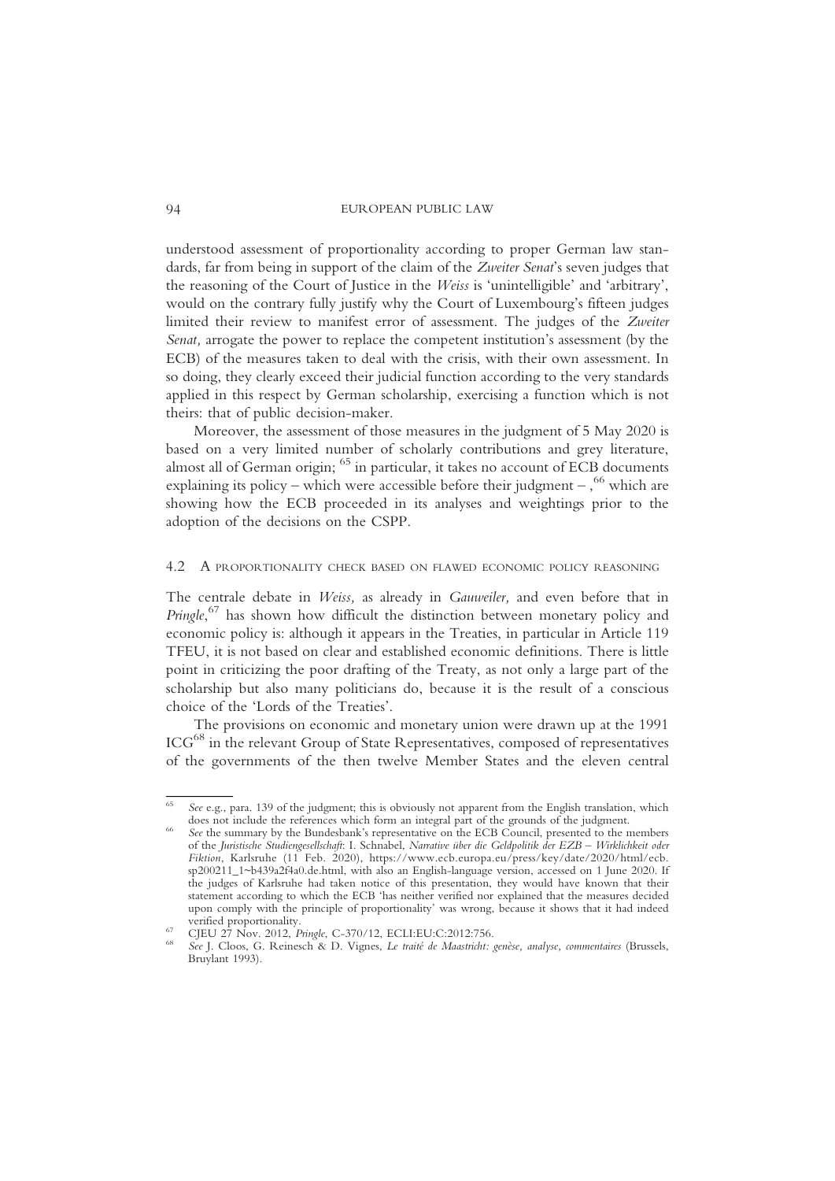understood assessment of proportionality according to proper German law standards, far from being in support of the claim of the *Zweiter Senat*'s seven judges that the reasoning of the Court of Justice in the *Weiss* is 'unintelligible' and 'arbitrary', would on the contrary fully justify why the Court of Luxembourg's fifteen judges limited their review to manifest error of assessment. The judges of the *Zweiter Senat,* arrogate the power to replace the competent institution's assessment (by the ECB) of the measures taken to deal with the crisis, with their own assessment. In so doing, they clearly exceed their judicial function according to the very standards applied in this respect by German scholarship, exercising a function which is not theirs: that of public decision-maker.

Moreover, the assessment of those measures in the judgment of 5 May 2020 is based on a very limited number of scholarly contributions and grey literature, almost all of German origin; [65] in particular, it takes no account of ECB documents explaining its policy – which were accessible before their judgment – ,[66] which are showing how the ECB proceeded in its analyses and weightings prior to the adoption of the decisions on the CSPP.

### 4.2 A proportionality check based on flawed economic policy reasoning

The centrale debate in *Weiss,* as already in *Gauweiler,* and even before that in *Pringle*,[67] has shown how difficult the distinction between monetary policy and economic policy is: although it appears in the Treaties, in particular in Article 119 TFEU, it is not based on clear and established economic definitions. There is little point in criticizing the poor drafting of the Treaty, as not only a large part of the scholarship but also many politicians do, because it is the result of a conscious choice of the 'Lords of the Treaties'.

The provisions on economic and monetary union were drawn up at the 1991 ICG[68] in the relevant Group of State Representatives, composed of representatives of the governments of the then twelve Member States and the eleven central

---

[65] *See* e.g., para. 139 of the judgment; this is obviously not apparent from the English translation, which does not include the references which form an integral part of the grounds of the judgment.

[66] *See* the summary by the Bundesbank's representative on the ECB Council, presented to the members of the *Juristische Studiengesellschaft*: I. Schnabel, *Narrative über die Geldpolitik der EZB – Wirklichkeit oder Fiktion*, Karlsruhe (11 Feb. 2020), https://www.ecb.europa.eu/press/key/date/2020/html/ecb.sp200211_1~b439a2f4a0.de.html, with also an English-language version, accessed on 1 June 2020. If the judges of Karlsruhe had taken notice of this presentation, they would have known that their statement according to which the ECB 'has neither verified nor explained that the measures decided upon comply with the principle of proportionality' was wrong, because it shows that it had indeed verified proportionality.

[67] CJEU 27 Nov. 2012, *Pringle*, C-370/12, ECLI:EU:C:2012:756.

[68] *See* J. Cloos, G. Reinesch & D. Vignes, *Le traité de Maastricht: genèse, analyse, commentaires* (Brussels, Bruylant 1993).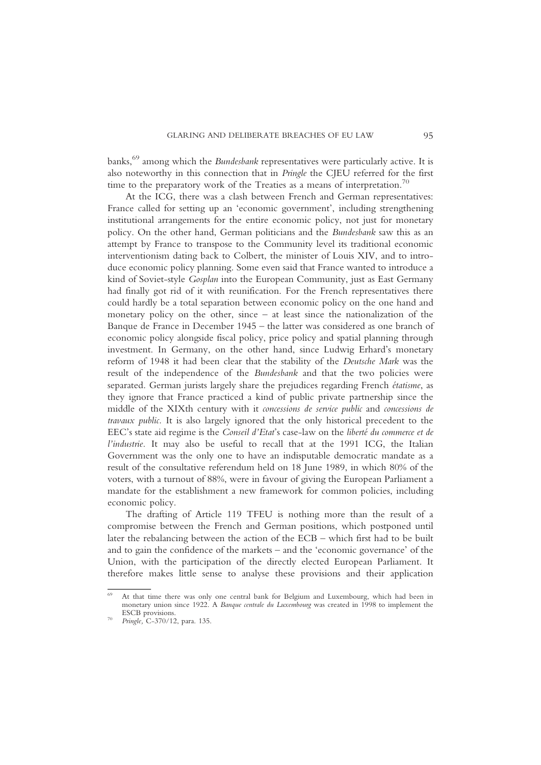banks,[69] among which the *Bundesbank* representatives were particularly active. It is also noteworthy in this connection that in *Pringle* the CJEU referred for the first time to the preparatory work of the Treaties as a means of interpretation.[70]

At the ICG, there was a clash between French and German representatives: France called for setting up an 'economic government', including strengthening institutional arrangements for the entire economic policy, not just for monetary policy. On the other hand, German politicians and the *Bundesbank* saw this as an attempt by France to transpose to the Community level its traditional economic interventionism dating back to Colbert, the minister of Louis XIV, and to introduce economic policy planning. Some even said that France wanted to introduce a kind of Soviet-style *Gosplan* into the European Community, just as East Germany had finally got rid of it with reunification. For the French representatives there could hardly be a total separation between economic policy on the one hand and monetary policy on the other, since – at least since the nationalization of the Banque de France in December 1945 – the latter was considered as one branch of economic policy alongside fiscal policy, price policy and spatial planning through investment. In Germany, on the other hand, since Ludwig Erhard's monetary reform of 1948 it had been clear that the stability of the *Deutsche Mark* was the result of the independence of the *Bundesbank* and that the two policies were separated. German jurists largely share the prejudices regarding French *étatisme*, as they ignore that France practiced a kind of public private partnership since the middle of the XIXth century with it *concessions de service public* and *concessions de travaux public*. It is also largely ignored that the only historical precedent to the EEC's state aid regime is the *Conseil d'Etat*'s case-law on the *liberté du commerce et de l'industrie*. It may also be useful to recall that at the 1991 ICG, the Italian Government was the only one to have an indisputable democratic mandate as a result of the consultative referendum held on 18 June 1989, in which 80% of the voters, with a turnout of 88%, were in favour of giving the European Parliament a mandate for the establishment a new framework for common policies, including economic policy.

The drafting of Article 119 TFEU is nothing more than the result of a compromise between the French and German positions, which postponed until later the rebalancing between the action of the ECB – which first had to be built and to gain the confidence of the markets – and the 'economic governance' of the Union, with the participation of the directly elected European Parliament. It therefore makes little sense to analyse these provisions and their application

---

[69] At that time there was only one central bank for Belgium and Luxembourg, which had been in monetary union since 1922. A *Banque centrale du Luxembourg* was created in 1998 to implement the ESCB provisions.

[70] *Pringle*, C-370/12, para. 135.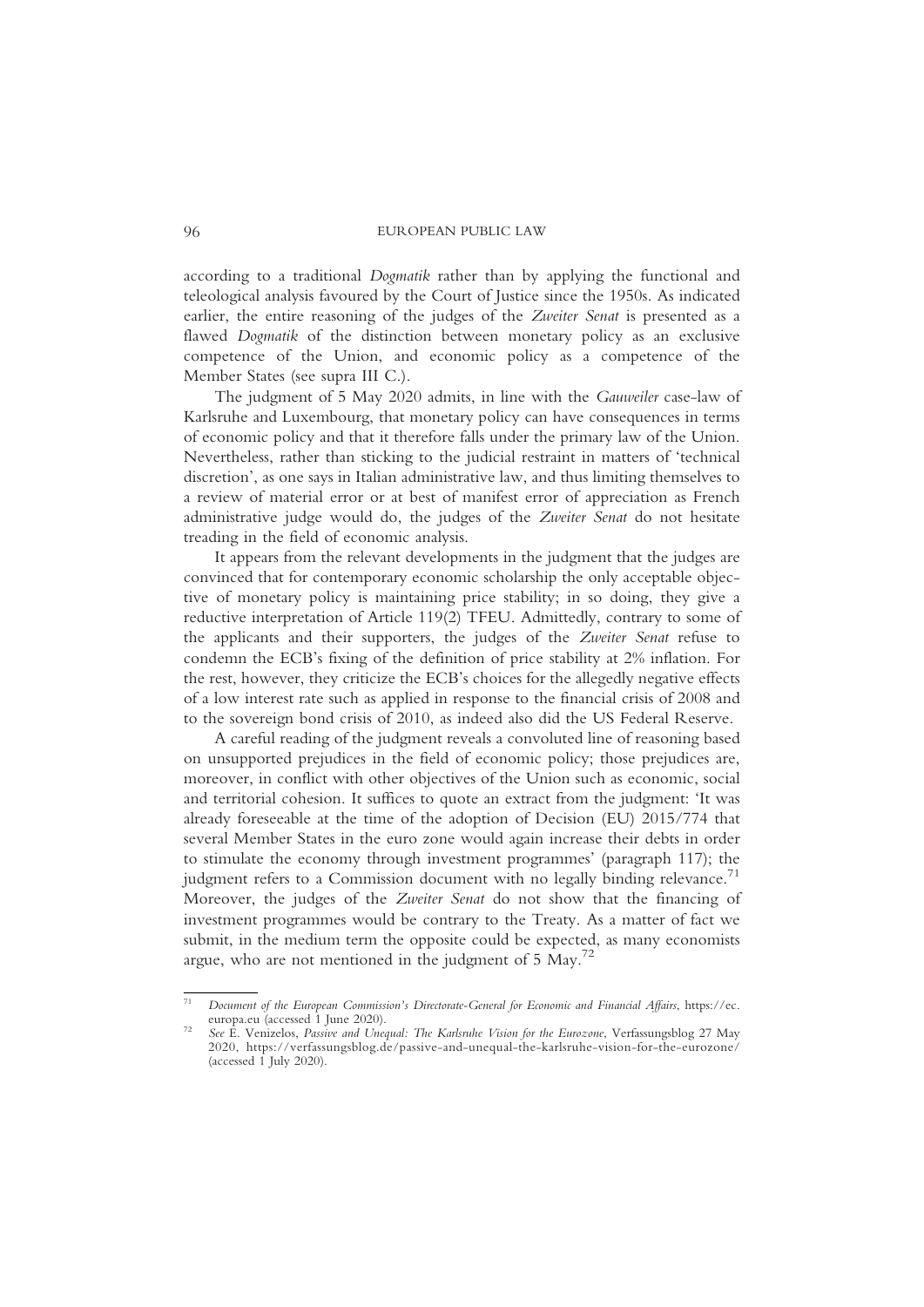according to a traditional *Dogmatik* rather than by applying the functional and teleological analysis favoured by the Court of Justice since the 1950s. As indicated earlier, the entire reasoning of the judges of the *Zweiter Senat* is presented as a flawed *Dogmatik* of the distinction between monetary policy as an exclusive competence of the Union, and economic policy as a competence of the Member States (see supra III C.).

The judgment of 5 May 2020 admits, in line with the *Gauweiler* case-law of Karlsruhe and Luxembourg, that monetary policy can have consequences in terms of economic policy and that it therefore falls under the primary law of the Union. Nevertheless, rather than sticking to the judicial restraint in matters of 'technical discretion', as one says in Italian administrative law, and thus limiting themselves to a review of material error or at best of manifest error of appreciation as French administrative judge would do, the judges of the *Zweiter Senat* do not hesitate treading in the field of economic analysis.

It appears from the relevant developments in the judgment that the judges are convinced that for contemporary economic scholarship the only acceptable objective of monetary policy is maintaining price stability; in so doing, they give a reductive interpretation of Article 119(2) TFEU. Admittedly, contrary to some of the applicants and their supporters, the judges of the *Zweiter Senat* refuse to condemn the ECB's fixing of the definition of price stability at 2% inflation. For the rest, however, they criticize the ECB's choices for the allegedly negative effects of a low interest rate such as applied in response to the financial crisis of 2008 and to the sovereign bond crisis of 2010, as indeed also did the US Federal Reserve.

A careful reading of the judgment reveals a convoluted line of reasoning based on unsupported prejudices in the field of economic policy; those prejudices are, moreover, in conflict with other objectives of the Union such as economic, social and territorial cohesion. It suffices to quote an extract from the judgment: 'It was already foreseeable at the time of the adoption of Decision (EU) 2015/774 that several Member States in the euro zone would again increase their debts in order to stimulate the economy through investment programmes' (paragraph 117); the judgment refers to a Commission document with no legally binding relevance.[71] Moreover, the judges of the *Zweiter Senat* do not show that the financing of investment programmes would be contrary to the Treaty. As a matter of fact we submit, in the medium term the opposite could be expected, as many economists argue, who are not mentioned in the judgment of 5 May.[72]

---

[71] *Document of the European Commission's Directorate-General for Economic and Financial Affairs*, https://ec.europa.eu (accessed 1 June 2020).

[72] *See* E. Venizelos, *Passive and Unequal: The Karlsruhe Vision for the Eurozone*, Verfassungsblog 27 May 2020, https://verfassungsblog.de/passive-and-unequal-the-karlsruhe-vision-for-the-eurozone/ (accessed 1 July 2020).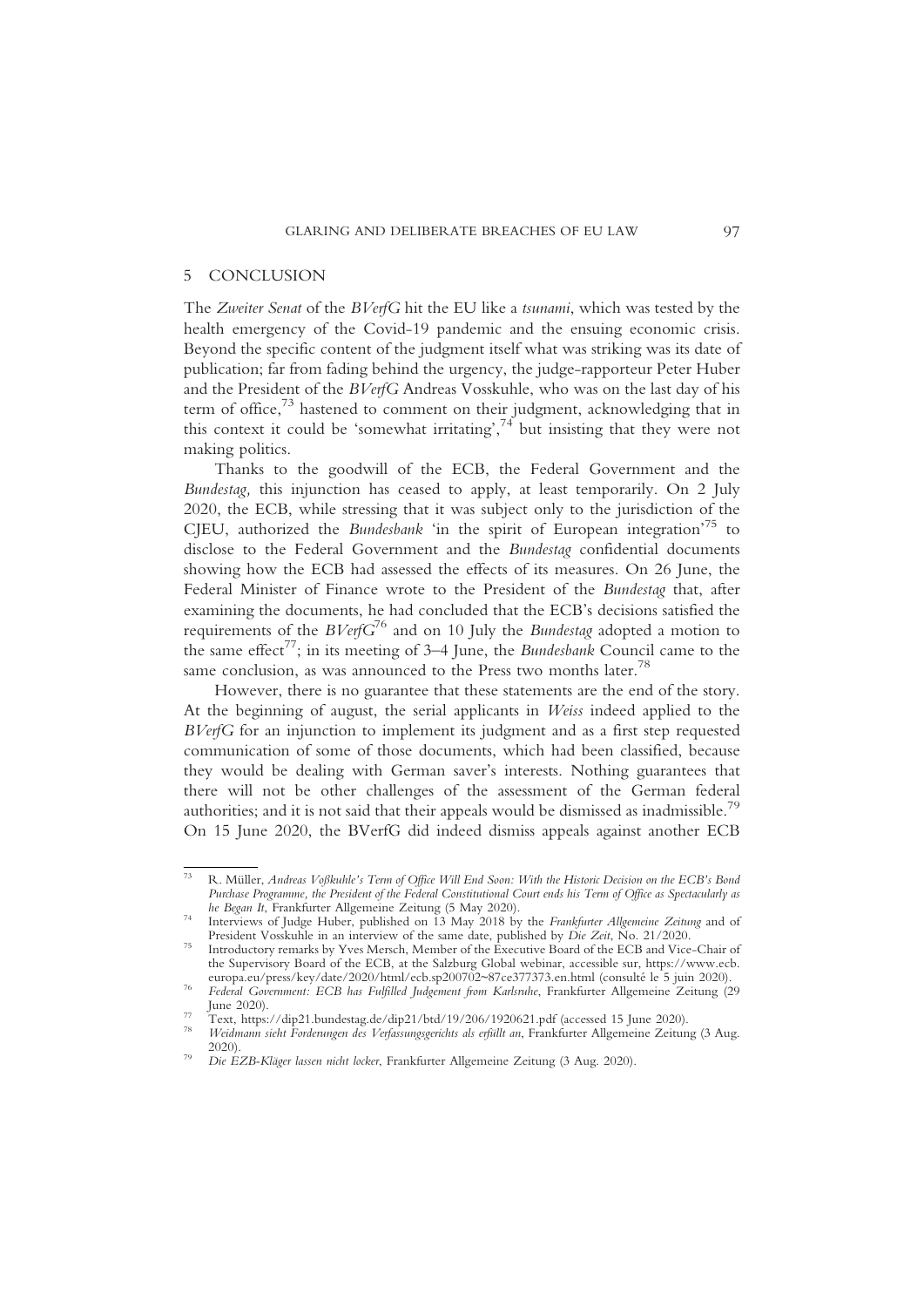## 5 CONCLUSION

The *Zweiter Senat* of the *BVerfG* hit the EU like a *tsunami*, which was tested by the health emergency of the Covid-19 pandemic and the ensuing economic crisis. Beyond the specific content of the judgment itself what was striking was its date of publication; far from fading behind the urgency, the judge-rapporteur Peter Huber and the President of the *BVerfG* Andreas Vosskuhle, who was on the last day of his term of office,[73] hastened to comment on their judgment, acknowledging that in this context it could be 'somewhat irritating',[74] but insisting that they were not making politics.

Thanks to the goodwill of the ECB, the Federal Government and the *Bundestag,* this injunction has ceased to apply, at least temporarily. On 2 July 2020, the ECB, while stressing that it was subject only to the jurisdiction of the CJEU, authorized the *Bundesbank* 'in the spirit of European integration'[75] to disclose to the Federal Government and the *Bundestag* confidential documents showing how the ECB had assessed the effects of its measures. On 26 June, the Federal Minister of Finance wrote to the President of the *Bundestag* that, after examining the documents, he had concluded that the ECB's decisions satisfied the requirements of the *BVerfG*[76] and on 10 July the *Bundestag* adopted a motion to the same effect[77]; in its meeting of 3–4 June, the *Bundesbank* Council came to the same conclusion, as was announced to the Press two months later.[78]

However, there is no guarantee that these statements are the end of the story. At the beginning of august, the serial applicants in *Weiss* indeed applied to the *BVerfG* for an injunction to implement its judgment and as a first step requested communication of some of those documents, which had been classified, because they would be dealing with German saver's interests. Nothing guarantees that there will not be other challenges of the assessment of the German federal authorities; and it is not said that their appeals would be dismissed as inadmissible.[79] On 15 June 2020, the BVerfG did indeed dismiss appeals against another ECB

---

[73] R. Müller, *Andreas Voßkuhle's Term of Office Will End Soon: With the Historic Decision on the ECB's Bond Purchase Programme, the President of the Federal Constitutional Court ends his Term of Office as Spectacularly as he Began It*, Frankfurter Allgemeine Zeitung (5 May 2020).

[74] Interviews of Judge Huber, published on 13 May 2018 by the *Frankfurter Allgemeine Zeitung* and of President Vosskuhle in an interview of the same date, published by *Die Zeit*, No. 21/2020.

[75] Introductory remarks by Yves Mersch, Member of the Executive Board of the ECB and Vice-Chair of the Supervisory Board of the ECB, at the Salzburg Global webinar, accessible sur, https://www.ecb.europa.eu/press/key/date/2020/html/ecb.sp200702~87ce377373.en.html (consulté le 5 juin 2020).

[76] *Federal Government: ECB has Fulfilled Judgement from Karlsruhe*, Frankfurter Allgemeine Zeitung (29 June 2020).

[77] Text, https://dip21.bundestag.de/dip21/btd/19/206/1920621.pdf (accessed 15 June 2020).

[78] *Weidmann sieht Forderungen des Verfassungsgerichts als erfüllt an*, Frankfurter Allgemeine Zeitung (3 Aug. 2020).

[79] *Die EZB-Kläger lassen nicht locker*, Frankfurter Allgemeine Zeitung (3 Aug. 2020).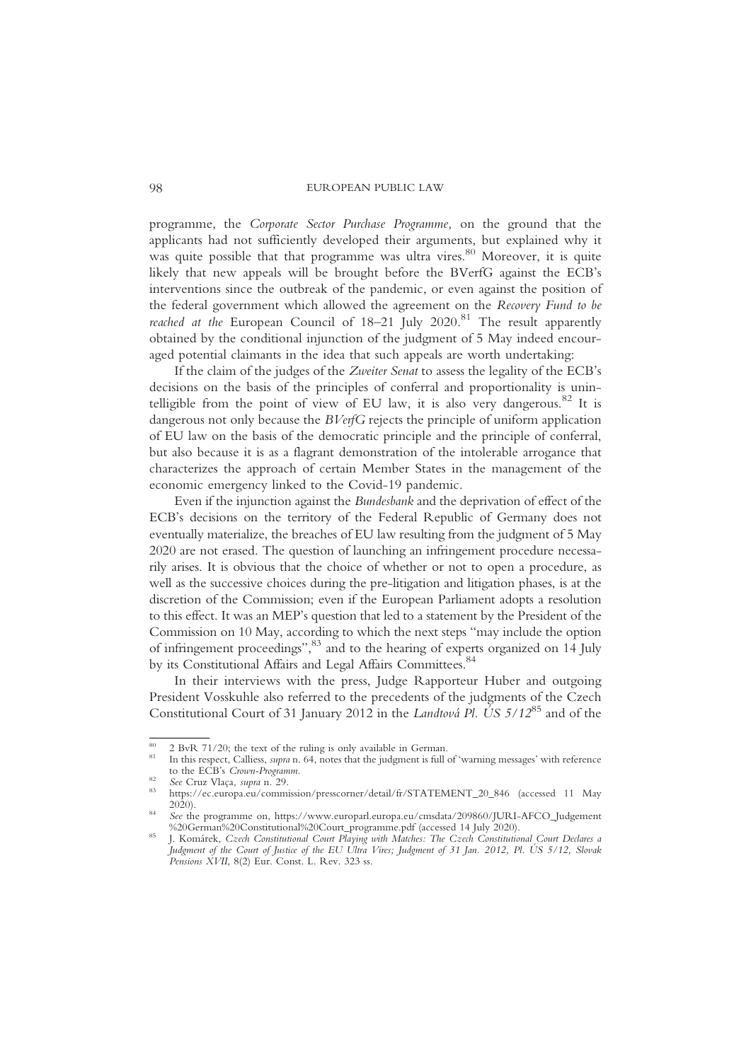programme, the *Corporate Sector Purchase Programme,* on the ground that the applicants had not sufficiently developed their arguments, but explained why it was quite possible that that programme was ultra vires.[80] Moreover, it is quite likely that new appeals will be brought before the BVerfG against the ECB's interventions since the outbreak of the pandemic, or even against the position of the federal government which allowed the agreement on the *Recovery Fund to be reached at the* European Council of 18–21 July 2020.[81] The result apparently obtained by the conditional injunction of the judgment of 5 May indeed encouraged potential claimants in the idea that such appeals are worth undertaking:

If the claim of the judges of the *Zweiter Senat* to assess the legality of the ECB's decisions on the basis of the principles of conferral and proportionality is unintelligible from the point of view of EU law, it is also very dangerous.[82] It is dangerous not only because the *BVerfG* rejects the principle of uniform application of EU law on the basis of the democratic principle and the principle of conferral, but also because it is as a flagrant demonstration of the intolerable arrogance that characterizes the approach of certain Member States in the management of the economic emergency linked to the Covid-19 pandemic.

Even if the injunction against the *Bundesbank* and the deprivation of effect of the ECB's decisions on the territory of the Federal Republic of Germany does not eventually materialize, the breaches of EU law resulting from the judgment of 5 May 2020 are not erased. The question of launching an infringement procedure necessarily arises. It is obvious that the choice of whether or not to open a procedure, as well as the successive choices during the pre-litigation and litigation phases, is at the discretion of the Commission; even if the European Parliament adopts a resolution to this effect. It was an MEP's question that led to a statement by the President of the Commission on 10 May, according to which the next steps "may include the option of infringement proceedings",[83] and to the hearing of experts organized on 14 July by its Constitutional Affairs and Legal Affairs Committees.[84]

In their interviews with the press, Judge Rapporteur Huber and outgoing President Vosskuhle also referred to the precedents of the judgments of the Czech Constitutional Court of 31 January 2012 in the *Landtová Pl. ÚS 5/12*[85] and of the

---

[80] 2 BvR 71/20; the text of the ruling is only available in German.

[81] In this respect, Calliess, *supra* n. 64, notes that the judgment is full of 'warning messages' with reference to the ECB's *Crown-Programm*.

[82] *See* Cruz Vlaça, *supra* n. 29.

[83] https://ec.europa.eu/commission/presscorner/detail/fr/STATEMENT_20_846 (accessed 11 May 2020).

[84] *See* the programme on, https://www.europarl.europa.eu/cmsdata/209860/JURI-AFCO_Judgement%20German%20Constitutional%20Court_programme.pdf (accessed 14 July 2020).

[85] J. Komárek, *Czech Constitutional Court Playing with Matches: The Czech Constitutional Court Declares a Judgment of the Court of Justice of the EU Ultra Vires; Judgment of 31 Jan. 2012, Pl. ÚS 5/12, Slovak Pensions XVII*, 8(2) Eur. Const. L. Rev. 323 ss.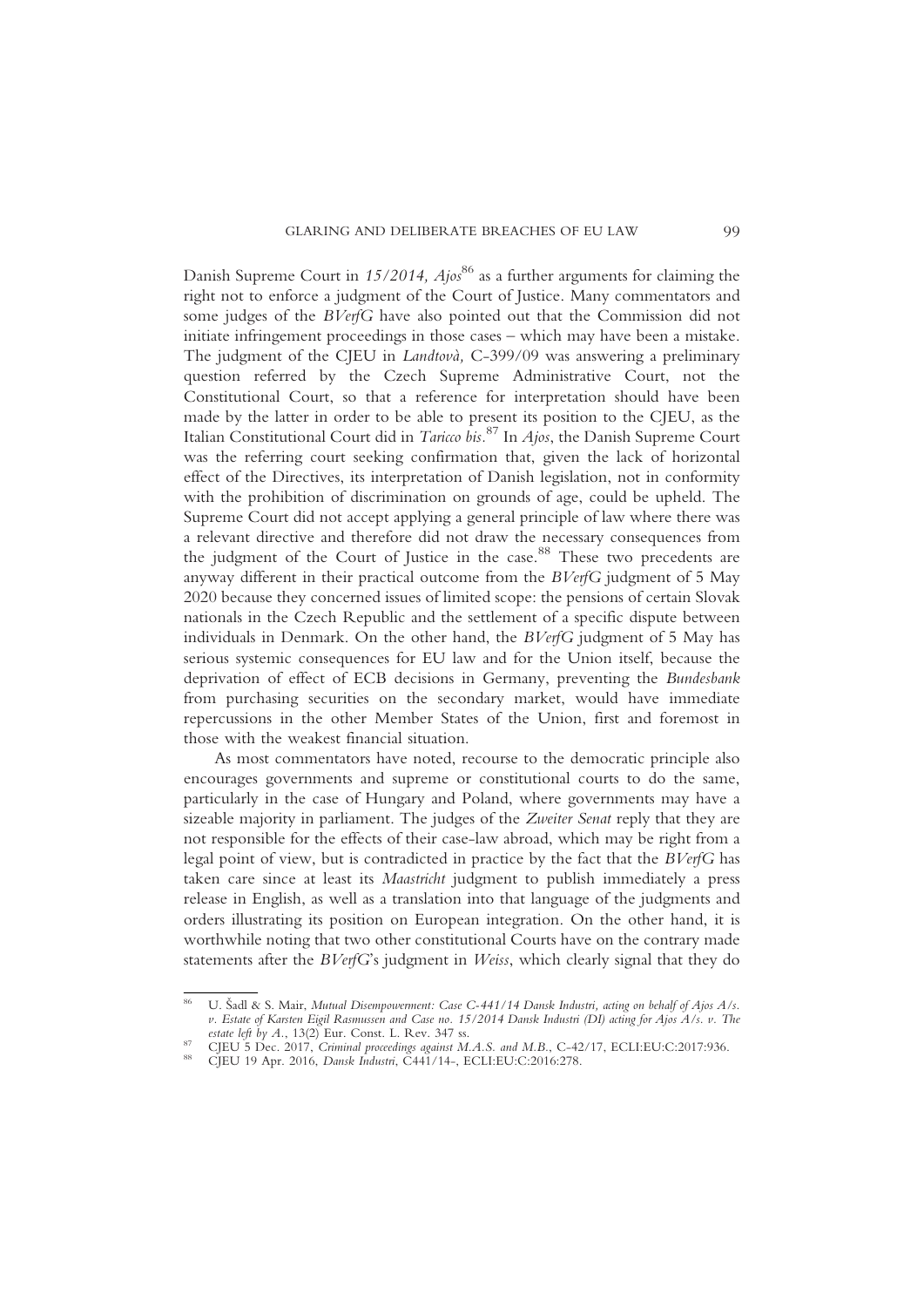Danish Supreme Court in *15/2014, Ajos*[86] as a further arguments for claiming the right not to enforce a judgment of the Court of Justice. Many commentators and some judges of the *BVerfG* have also pointed out that the Commission did not initiate infringement proceedings in those cases – which may have been a mistake. The judgment of the CJEU in *Landtovà,* C-399/09 was answering a preliminary question referred by the Czech Supreme Administrative Court, not the Constitutional Court, so that a reference for interpretation should have been made by the latter in order to be able to present its position to the CJEU, as the Italian Constitutional Court did in *Taricco bis*.[87] In *Ajos*, the Danish Supreme Court was the referring court seeking confirmation that, given the lack of horizontal effect of the Directives, its interpretation of Danish legislation, not in conformity with the prohibition of discrimination on grounds of age, could be upheld. The Supreme Court did not accept applying a general principle of law where there was a relevant directive and therefore did not draw the necessary consequences from the judgment of the Court of Justice in the case.[88] These two precedents are anyway different in their practical outcome from the *BVerfG* judgment of 5 May 2020 because they concerned issues of limited scope: the pensions of certain Slovak nationals in the Czech Republic and the settlement of a specific dispute between individuals in Denmark. On the other hand, the *BVerfG* judgment of 5 May has serious systemic consequences for EU law and for the Union itself, because the deprivation of effect of ECB decisions in Germany, preventing the *Bundesbank* from purchasing securities on the secondary market, would have immediate repercussions in the other Member States of the Union, first and foremost in those with the weakest financial situation.

As most commentators have noted, recourse to the democratic principle also encourages governments and supreme or constitutional courts to do the same, particularly in the case of Hungary and Poland, where governments may have a sizeable majority in parliament. The judges of the *Zweiter Senat* reply that they are not responsible for the effects of their case-law abroad, which may be right from a legal point of view, but is contradicted in practice by the fact that the *BVerfG* has taken care since at least its *Maastricht* judgment to publish immediately a press release in English, as well as a translation into that language of the judgments and orders illustrating its position on European integration. On the other hand, it is worthwhile noting that two other constitutional Courts have on the contrary made statements after the *BVerfG*'s judgment in *Weiss*, which clearly signal that they do

---

[86] U. Šadl & S. Mair, *Mutual Disempowerment: Case C-441/14 Dansk Industri, acting on behalf of Ajos A/s. v. Estate of Karsten Eigil Rasmussen and Case no. 15/2014 Dansk Industri (DI) acting for Ajos A/s. v. The estate left by A.*, 13(2) Eur. Const. L. Rev. 347 ss.

[87] CJEU 5 Dec. 2017, *Criminal proceedings against M.A.S. and M.B.*, C-42/17, ECLI:EU:C:2017:936.

[88] CJEU 19 Apr. 2016, *Dansk Industri*, C441/14-, ECLI:EU:C:2016:278.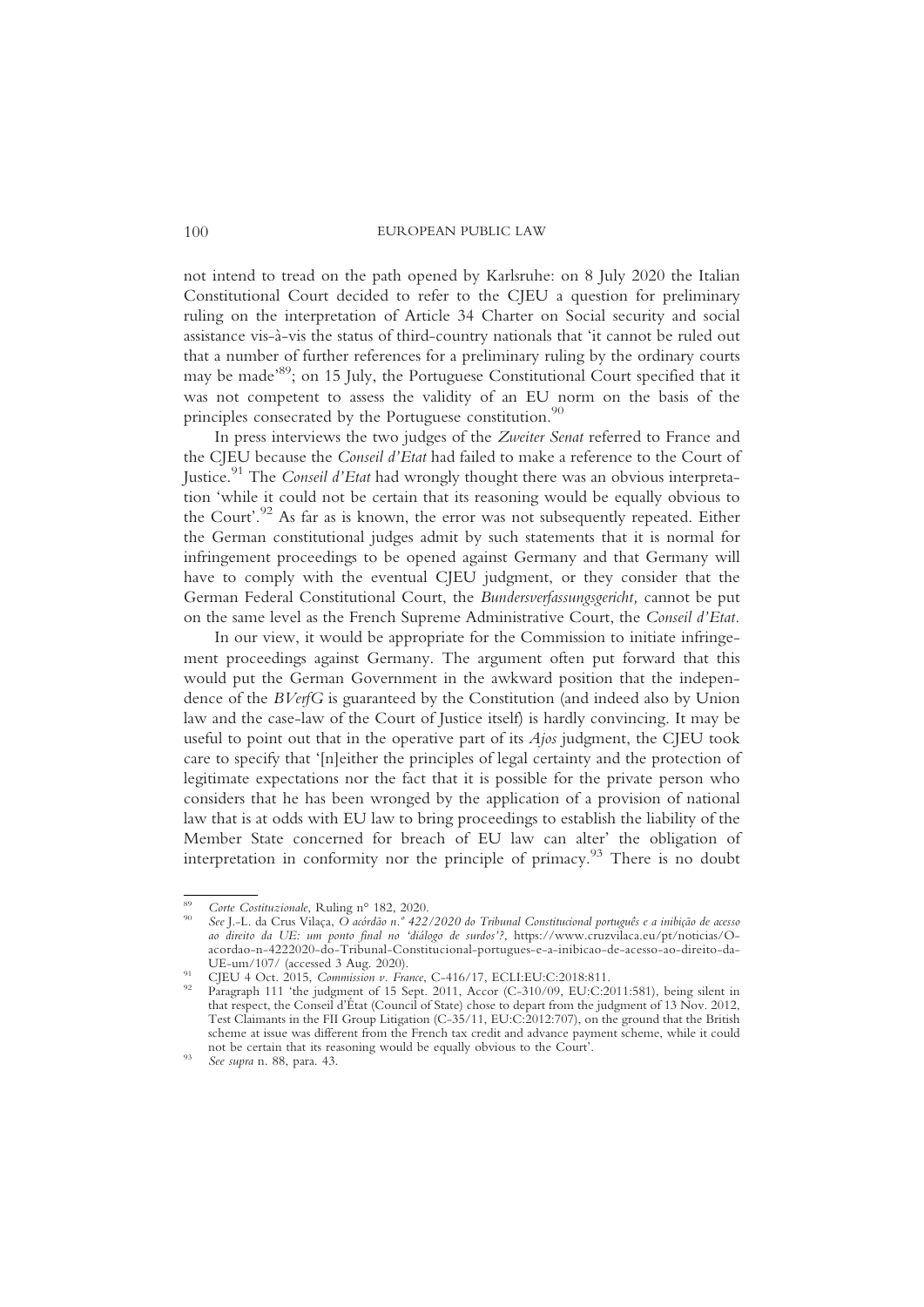not intend to tread on the path opened by Karlsruhe: on 8 July 2020 the Italian Constitutional Court decided to refer to the CJEU a question for preliminary ruling on the interpretation of Article 34 Charter on Social security and social assistance vis-à-vis the status of third-country nationals that 'it cannot be ruled out that a number of further references for a preliminary ruling by the ordinary courts may be made'[89]; on 15 July, the Portuguese Constitutional Court specified that it was not competent to assess the validity of an EU norm on the basis of the principles consecrated by the Portuguese constitution.[90]

In press interviews the two judges of the *Zweiter Senat* referred to France and the CJEU because the *Conseil d'Etat* had failed to make a reference to the Court of Justice.[91] The *Conseil d'Etat* had wrongly thought there was an obvious interpretation 'while it could not be certain that its reasoning would be equally obvious to the Court'.[92] As far as is known, the error was not subsequently repeated. Either the German constitutional judges admit by such statements that it is normal for infringement proceedings to be opened against Germany and that Germany will have to comply with the eventual CJEU judgment, or they consider that the German Federal Constitutional Court, the *Bundersverfassungsgericht,* cannot be put on the same level as the French Supreme Administrative Court, the *Conseil d'Etat.*

In our view, it would be appropriate for the Commission to initiate infringement proceedings against Germany. The argument often put forward that this would put the German Government in the awkward position that the independence of the *BVerfG* is guaranteed by the Constitution (and indeed also by Union law and the case-law of the Court of Justice itself) is hardly convincing. It may be useful to point out that in the operative part of its *Ajos* judgment, the CJEU took care to specify that '[n]either the principles of legal certainty and the protection of legitimate expectations nor the fact that it is possible for the private person who considers that he has been wronged by the application of a provision of national law that is at odds with EU law to bring proceedings to establish the liability of the Member State concerned for breach of EU law can alter' the obligation of interpretation in conformity nor the principle of primacy.[93] There is no doubt

---

[89] *Corte Costituzionale*, Ruling n° 182, 2020.

[90] *See* J.-L. da Crus Vilaça, *O acórdão n.° 422/2020 do Tribunal Constitucional português e a inibição de acesso ao direito da UE: um ponto final no 'diálogo de surdos'?*, https://www.cruzvilaca.eu/pt/noticias/O-acordao-n-4222020-do-Tribunal-Constitucional-portugues-e-a-inibicao-de-acesso-ao-direito-da-UE-um/107/ (accessed 3 Aug. 2020).

[91] CJEU 4 Oct. 2015, *Commission v. France*, C-416/17, ECLI:EU:C:2018:811.

[92] Paragraph 111 'the judgment of 15 Sept. 2011, Accor (C-310/09, EU:C:2011:581), being silent in that respect, the Conseil d'État (Council of State) chose to depart from the judgment of 13 Nov. 2012, Test Claimants in the FII Group Litigation (C-35/11, EU:C:2012:707), on the ground that the British scheme at issue was different from the French tax credit and advance payment scheme, while it could not be certain that its reasoning would be equally obvious to the Court'.

[93] *See supra* n. 88, para. 43.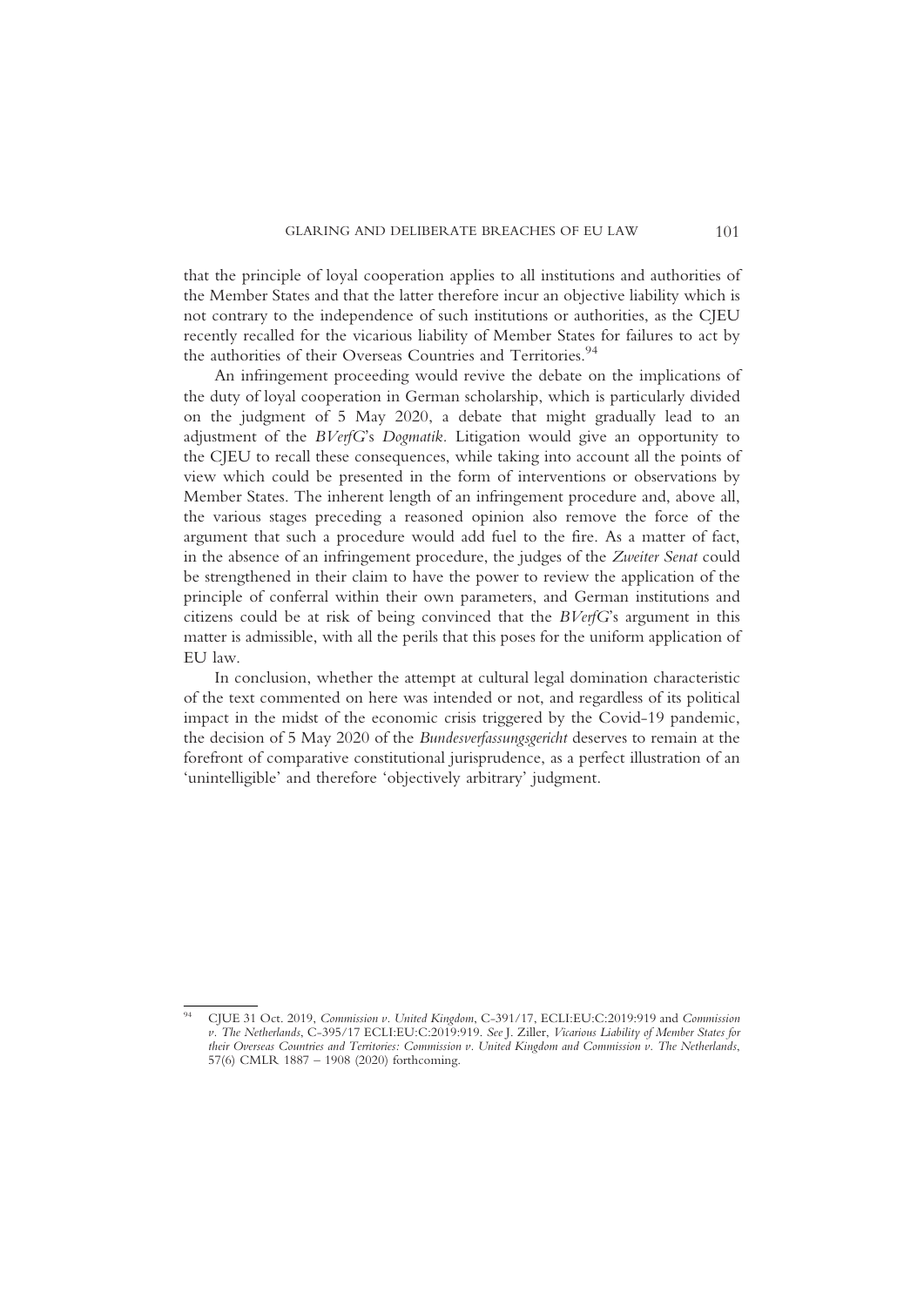that the principle of loyal cooperation applies to all institutions and authorities of the Member States and that the latter therefore incur an objective liability which is not contrary to the independence of such institutions or authorities, as the CJEU recently recalled for the vicarious liability of Member States for failures to act by the authorities of their Overseas Countries and Territories.[94]

An infringement proceeding would revive the debate on the implications of the duty of loyal cooperation in German scholarship, which is particularly divided on the judgment of 5 May 2020, a debate that might gradually lead to an adjustment of the *BVerfG*'s *Dogmatik.* Litigation would give an opportunity to the CJEU to recall these consequences, while taking into account all the points of view which could be presented in the form of interventions or observations by Member States. The inherent length of an infringement procedure and, above all, the various stages preceding a reasoned opinion also remove the force of the argument that such a procedure would add fuel to the fire. As a matter of fact, in the absence of an infringement procedure, the judges of the *Zweiter Senat* could be strengthened in their claim to have the power to review the application of the principle of conferral within their own parameters, and German institutions and citizens could be at risk of being convinced that the *BVerfG*'s argument in this matter is admissible, with all the perils that this poses for the uniform application of EU law.

In conclusion, whether the attempt at cultural legal domination characteristic of the text commented on here was intended or not, and regardless of its political impact in the midst of the economic crisis triggered by the Covid-19 pandemic, the decision of 5 May 2020 of the *Bundesverfassungsgericht* deserves to remain at the forefront of comparative constitutional jurisprudence, as a perfect illustration of an 'unintelligible' and therefore 'objectively arbitrary' judgment.

---

[94] CJUE 31 Oct. 2019, *Commission v. United Kingdom*, C-391/17, ECLI:EU:C:2019:919 and *Commission v. The Netherlands*, C-395/17 ECLI:EU:C:2019:919. *See* J. Ziller, *Vicarious Liability of Member States for their Overseas Countries and Territories: Commission v. United Kingdom and Commission v. The Netherlands*, 57(6) CMLR 1887 – 1908 (2020) forthcoming.